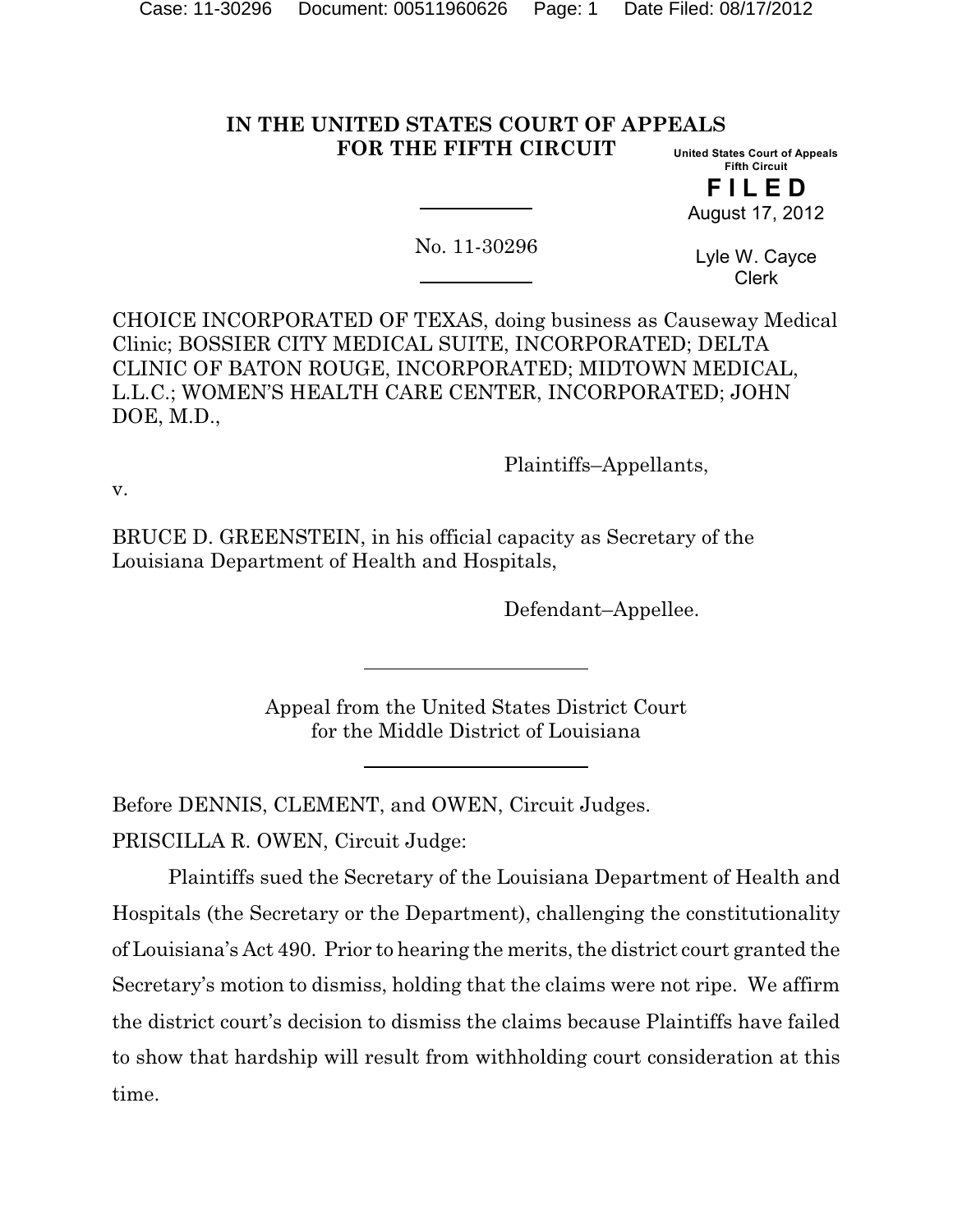**IN THE UNITED STATES COURT OF APPEALS**
**FOR THE FIFTH CIRCUIT**

United States Court of Appeals
Fifth Circuit

**FILED**
August 17, 2012

Lyle W. Cayce
Clerk

No. 11-30296

CHOICE INCORPORATED OF TEXAS, doing business as Causeway Medical Clinic; BOSSIER CITY MEDICAL SUITE, INCORPORATED; DELTA CLINIC OF BATON ROUGE, INCORPORATED; MIDTOWN MEDICAL, L.L.C.; WOMEN'S HEALTH CARE CENTER, INCORPORATED; JOHN DOE, M.D.,

Plaintiffs–Appellants,

v.

BRUCE D. GREENSTEIN, in his official capacity as Secretary of the Louisiana Department of Health and Hospitals,

Defendant–Appellee.

Appeal from the United States District Court
for the Middle District of Louisiana

Before DENNIS, CLEMENT, and OWEN, Circuit Judges.

PRISCILLA R. OWEN, Circuit Judge:

Plaintiffs sued the Secretary of the Louisiana Department of Health and Hospitals (the Secretary or the Department), challenging the constitutionality of Louisiana's Act 490. Prior to hearing the merits, the district court granted the Secretary's motion to dismiss, holding that the claims were not ripe. We affirm the district court's decision to dismiss the claims because Plaintiffs have failed to show that hardship will result from withholding court consideration at this time.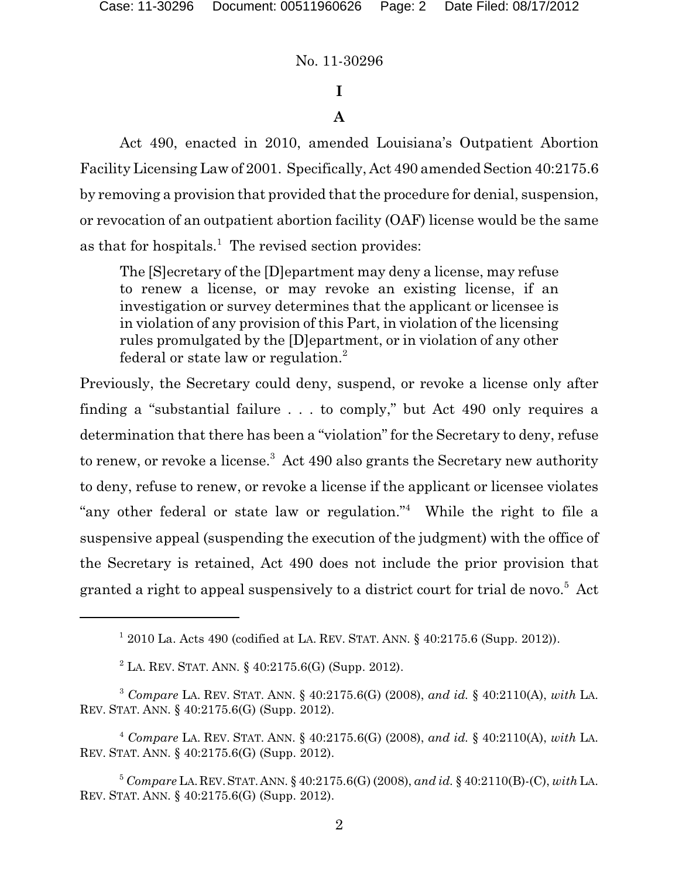No. 11-30296

# I

## A

Act 490, enacted in 2010, amended Louisiana's Outpatient Abortion Facility Licensing Law of 2001. Specifically, Act 490 amended Section 40:2175.6 by removing a provision that provided that the procedure for denial, suspension, or revocation of an outpatient abortion facility (OAF) license would be the same as that for hospitals.[1] The revised section provides:

> The [S]ecretary of the [D]epartment may deny a license, may refuse to renew a license, or may revoke an existing license, if an investigation or survey determines that the applicant or licensee is in violation of any provision of this Part, in violation of the licensing rules promulgated by the [D]epartment, or in violation of any other federal or state law or regulation.[2]

Previously, the Secretary could deny, suspend, or revoke a license only after finding a "substantial failure . . . to comply," but Act 490 only requires a determination that there has been a "violation" for the Secretary to deny, refuse to renew, or revoke a license.[3] Act 490 also grants the Secretary new authority to deny, refuse to renew, or revoke a license if the applicant or licensee violates "any other federal or state law or regulation."[4] While the right to file a suspensive appeal (suspending the execution of the judgment) with the office of the Secretary is retained, Act 490 does not include the prior provision that granted a right to appeal suspensively to a district court for trial de novo.[5] Act

---

[1] 2010 La. Acts 490 (codified at LA. REV. STAT. ANN. § 40:2175.6 (Supp. 2012)).

[2] LA. REV. STAT. ANN. § 40:2175.6(G) (Supp. 2012).

[3] *Compare* LA. REV. STAT. ANN. § 40:2175.6(G) (2008), *and id.* § 40:2110(A), *with* LA. REV. STAT. ANN. § 40:2175.6(G) (Supp. 2012).

[4] *Compare* LA. REV. STAT. ANN. § 40:2175.6(G) (2008), *and id.* § 40:2110(A), *with* LA. REV. STAT. ANN. § 40:2175.6(G) (Supp. 2012).

[5] *Compare* LA. REV. STAT. ANN. § 40:2175.6(G) (2008), *and id.* § 40:2110(B)-(C), *with* LA. REV. STAT. ANN. § 40:2175.6(G) (Supp. 2012).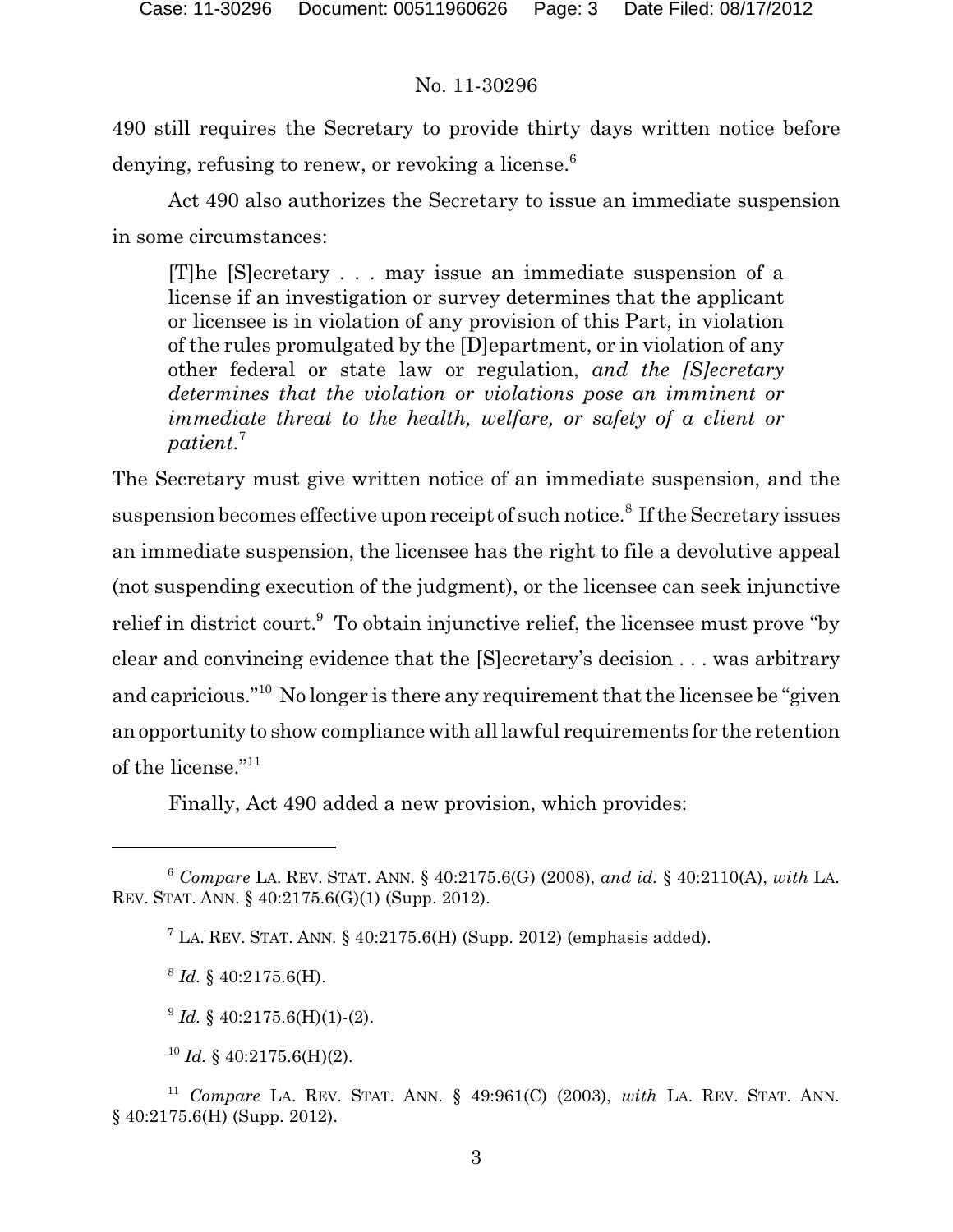490 still requires the Secretary to provide thirty days written notice before denying, refusing to renew, or revoking a license.[6]

Act 490 also authorizes the Secretary to issue an immediate suspension in some circumstances:

> [T]he [S]ecretary . . . may issue an immediate suspension of a license if an investigation or survey determines that the applicant or licensee is in violation of any provision of this Part, in violation of the rules promulgated by the [D]epartment, or in violation of any other federal or state law or regulation, *and the [S]ecretary determines that the violation or violations pose an imminent or immediate threat to the health, welfare, or safety of a client or patient.*[7]

The Secretary must give written notice of an immediate suspension, and the suspension becomes effective upon receipt of such notice.[8] If the Secretary issues an immediate suspension, the licensee has the right to file a devolutive appeal (not suspending execution of the judgment), or the licensee can seek injunctive relief in district court.[9] To obtain injunctive relief, the licensee must prove "by clear and convincing evidence that the [S]ecretary's decision . . . was arbitrary and capricious."[10] No longer is there any requirement that the licensee be "given an opportunity to show compliance with all lawful requirements for the retention of the license."[11]

Finally, Act 490 added a new provision, which provides:

---

[6] *Compare* LA. REV. STAT. ANN. § 40:2175.6(G) (2008), *and id.* § 40:2110(A), *with* LA. REV. STAT. ANN. § 40:2175.6(G)(1) (Supp. 2012).

[7] LA. REV. STAT. ANN. § 40:2175.6(H) (Supp. 2012) (emphasis added).

[8] *Id.* § 40:2175.6(H).

[9] *Id.* § 40:2175.6(H)(1)-(2).

[10] *Id.* § 40:2175.6(H)(2).

[11] *Compare* LA. REV. STAT. ANN. § 49:961(C) (2003), *with* LA. REV. STAT. ANN. § 40:2175.6(H) (Supp. 2012).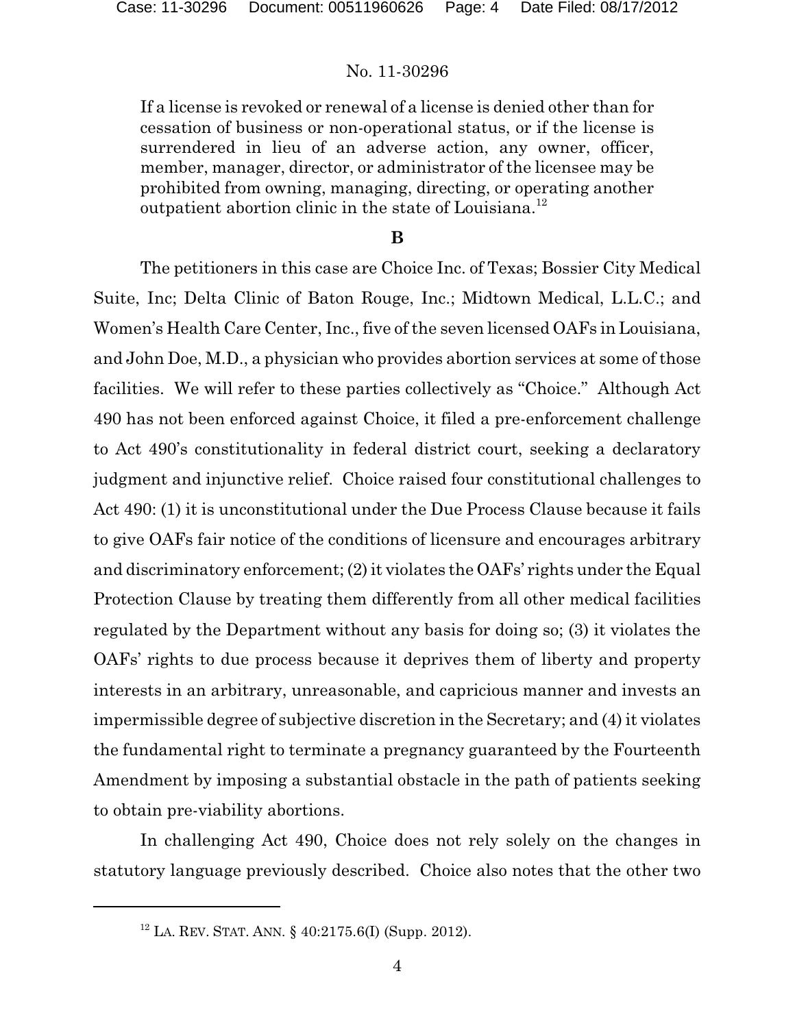> If a license is revoked or renewal of a license is denied other than for cessation of business or non-operational status, or if the license is surrendered in lieu of an adverse action, any owner, officer, member, manager, director, or administrator of the licensee may be prohibited from owning, managing, directing, or operating another outpatient abortion clinic in the state of Louisiana.[12]

## B

The petitioners in this case are Choice Inc. of Texas; Bossier City Medical Suite, Inc; Delta Clinic of Baton Rouge, Inc.; Midtown Medical, L.L.C.; and Women's Health Care Center, Inc., five of the seven licensed OAFs in Louisiana, and John Doe, M.D., a physician who provides abortion services at some of those facilities. We will refer to these parties collectively as "Choice." Although Act 490 has not been enforced against Choice, it filed a pre-enforcement challenge to Act 490's constitutionality in federal district court, seeking a declaratory judgment and injunctive relief. Choice raised four constitutional challenges to Act 490: (1) it is unconstitutional under the Due Process Clause because it fails to give OAFs fair notice of the conditions of licensure and encourages arbitrary and discriminatory enforcement; (2) it violates the OAFs' rights under the Equal Protection Clause by treating them differently from all other medical facilities regulated by the Department without any basis for doing so; (3) it violates the OAFs' rights to due process because it deprives them of liberty and property interests in an arbitrary, unreasonable, and capricious manner and invests an impermissible degree of subjective discretion in the Secretary; and (4) it violates the fundamental right to terminate a pregnancy guaranteed by the Fourteenth Amendment by imposing a substantial obstacle in the path of patients seeking to obtain pre-viability abortions.

In challenging Act 490, Choice does not rely solely on the changes in statutory language previously described. Choice also notes that the other two

[12] LA. REV. STAT. ANN. § 40:2175.6(I) (Supp. 2012).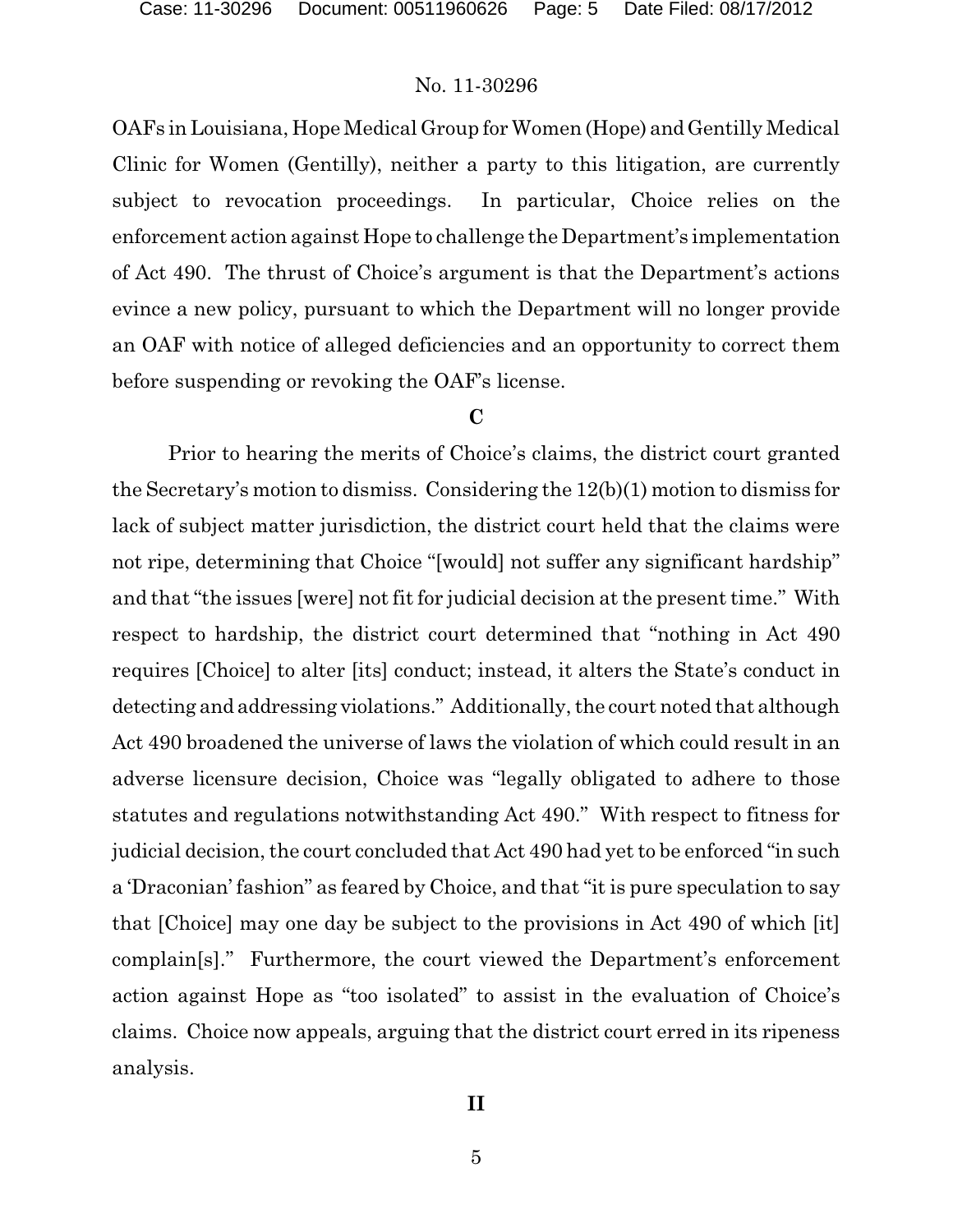OAFs in Louisiana, Hope Medical Group for Women (Hope) and Gentilly Medical Clinic for Women (Gentilly), neither a party to this litigation, are currently subject to revocation proceedings. In particular, Choice relies on the enforcement action against Hope to challenge the Department's implementation of Act 490. The thrust of Choice's argument is that the Department's actions evince a new policy, pursuant to which the Department will no longer provide an OAF with notice of alleged deficiencies and an opportunity to correct them before suspending or revoking the OAF's license.

### C

Prior to hearing the merits of Choice's claims, the district court granted the Secretary's motion to dismiss. Considering the 12(b)(1) motion to dismiss for lack of subject matter jurisdiction, the district court held that the claims were not ripe, determining that Choice "[would] not suffer any significant hardship" and that "the issues [were] not fit for judicial decision at the present time." With respect to hardship, the district court determined that "nothing in Act 490 requires [Choice] to alter [its] conduct; instead, it alters the State's conduct in detecting and addressing violations." Additionally, the court noted that although Act 490 broadened the universe of laws the violation of which could result in an adverse licensure decision, Choice was "legally obligated to adhere to those statutes and regulations notwithstanding Act 490." With respect to fitness for judicial decision, the court concluded that Act 490 had yet to be enforced "in such a 'Draconian' fashion" as feared by Choice, and that "it is pure speculation to say that [Choice] may one day be subject to the provisions in Act 490 of which [it] complain[s]." Furthermore, the court viewed the Department's enforcement action against Hope as "too isolated" to assist in the evaluation of Choice's claims. Choice now appeals, arguing that the district court erred in its ripeness analysis.

## II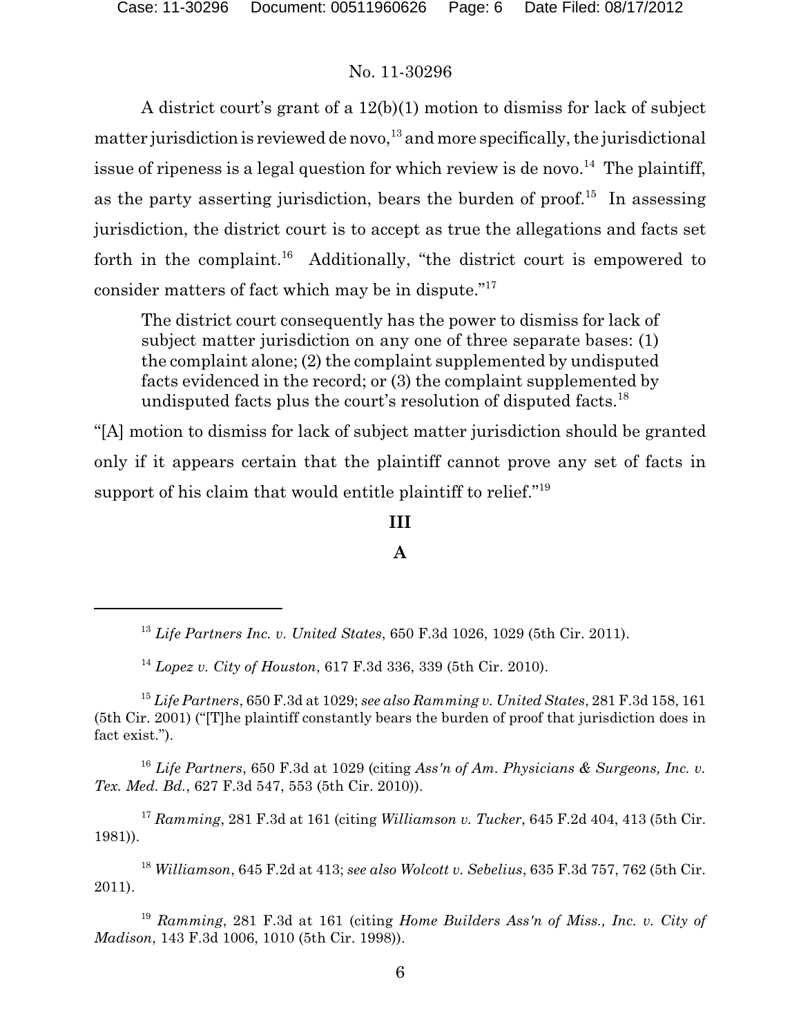A district court's grant of a 12(b)(1) motion to dismiss for lack of subject matter jurisdiction is reviewed de novo,[13] and more specifically, the jurisdictional issue of ripeness is a legal question for which review is de novo.[14] The plaintiff, as the party asserting jurisdiction, bears the burden of proof.[15] In assessing jurisdiction, the district court is to accept as true the allegations and facts set forth in the complaint.[16] Additionally, "the district court is empowered to consider matters of fact which may be in dispute."[17]

> The district court consequently has the power to dismiss for lack of subject matter jurisdiction on any one of three separate bases: (1) the complaint alone; (2) the complaint supplemented by undisputed facts evidenced in the record; or (3) the complaint supplemented by undisputed facts plus the court's resolution of disputed facts.[18]

"[A] motion to dismiss for lack of subject matter jurisdiction should be granted only if it appears certain that the plaintiff cannot prove any set of facts in support of his claim that would entitle plaintiff to relief."[19]

## III

### A

---

[13] *Life Partners Inc. v. United States*, 650 F.3d 1026, 1029 (5th Cir. 2011).

[14] *Lopez v. City of Houston*, 617 F.3d 336, 339 (5th Cir. 2010).

[15] *Life Partners*, 650 F.3d at 1029; *see also Ramming v. United States*, 281 F.3d 158, 161 (5th Cir. 2001) ("[T]he plaintiff constantly bears the burden of proof that jurisdiction does in fact exist.").

[16] *Life Partners*, 650 F.3d at 1029 (citing *Ass'n of Am. Physicians & Surgeons, Inc. v. Tex. Med. Bd.*, 627 F.3d 547, 553 (5th Cir. 2010)).

[17] *Ramming*, 281 F.3d at 161 (citing *Williamson v. Tucker*, 645 F.2d 404, 413 (5th Cir. 1981)).

[18] *Williamson*, 645 F.2d at 413; *see also Wolcott v. Sebelius*, 635 F.3d 757, 762 (5th Cir. 2011).

[19] *Ramming*, 281 F.3d at 161 (citing *Home Builders Ass'n of Miss., Inc. v. City of Madison*, 143 F.3d 1006, 1010 (5th Cir. 1998)).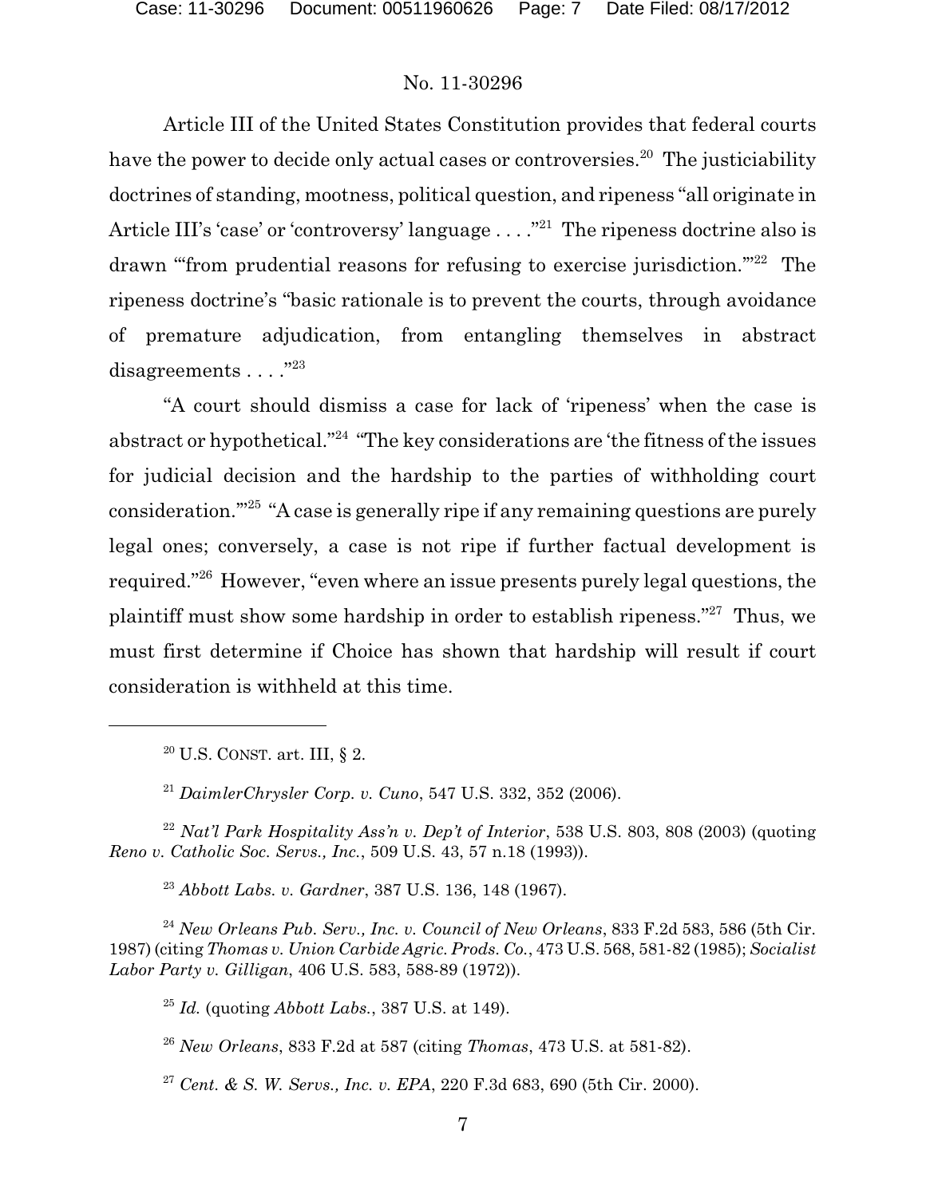Article III of the United States Constitution provides that federal courts have the power to decide only actual cases or controversies.[20] The justiciability doctrines of standing, mootness, political question, and ripeness "all originate in Article III's 'case' or 'controversy' language . . . ."[21] The ripeness doctrine also is drawn "'from prudential reasons for refusing to exercise jurisdiction.'"[22] The ripeness doctrine's "basic rationale is to prevent the courts, through avoidance of premature adjudication, from entangling themselves in abstract disagreements . . . ."[23]

"A court should dismiss a case for lack of 'ripeness' when the case is abstract or hypothetical."[24] "The key considerations are 'the fitness of the issues for judicial decision and the hardship to the parties of withholding court consideration.'"[25] "A case is generally ripe if any remaining questions are purely legal ones; conversely, a case is not ripe if further factual development is required."[26] However, "even where an issue presents purely legal questions, the plaintiff must show some hardship in order to establish ripeness."[27] Thus, we must first determine if Choice has shown that hardship will result if court consideration is withheld at this time.

---

[20] U.S. CONST. art. III, § 2.

[21] *DaimlerChrysler Corp. v. Cuno*, 547 U.S. 332, 352 (2006).

[22] *Nat'l Park Hospitality Ass'n v. Dep't of Interior*, 538 U.S. 803, 808 (2003) (quoting *Reno v. Catholic Soc. Servs., Inc.*, 509 U.S. 43, 57 n.18 (1993)).

[23] *Abbott Labs. v. Gardner*, 387 U.S. 136, 148 (1967).

[24] *New Orleans Pub. Serv., Inc. v. Council of New Orleans*, 833 F.2d 583, 586 (5th Cir. 1987) (citing *Thomas v. Union Carbide Agric. Prods. Co.*, 473 U.S. 568, 581-82 (1985); *Socialist Labor Party v. Gilligan*, 406 U.S. 583, 588-89 (1972)).

[25] *Id.* (quoting *Abbott Labs.*, 387 U.S. at 149).

[26] *New Orleans*, 833 F.2d at 587 (citing *Thomas*, 473 U.S. at 581-82).

[27] *Cent. & S. W. Servs., Inc. v. EPA*, 220 F.3d 683, 690 (5th Cir. 2000).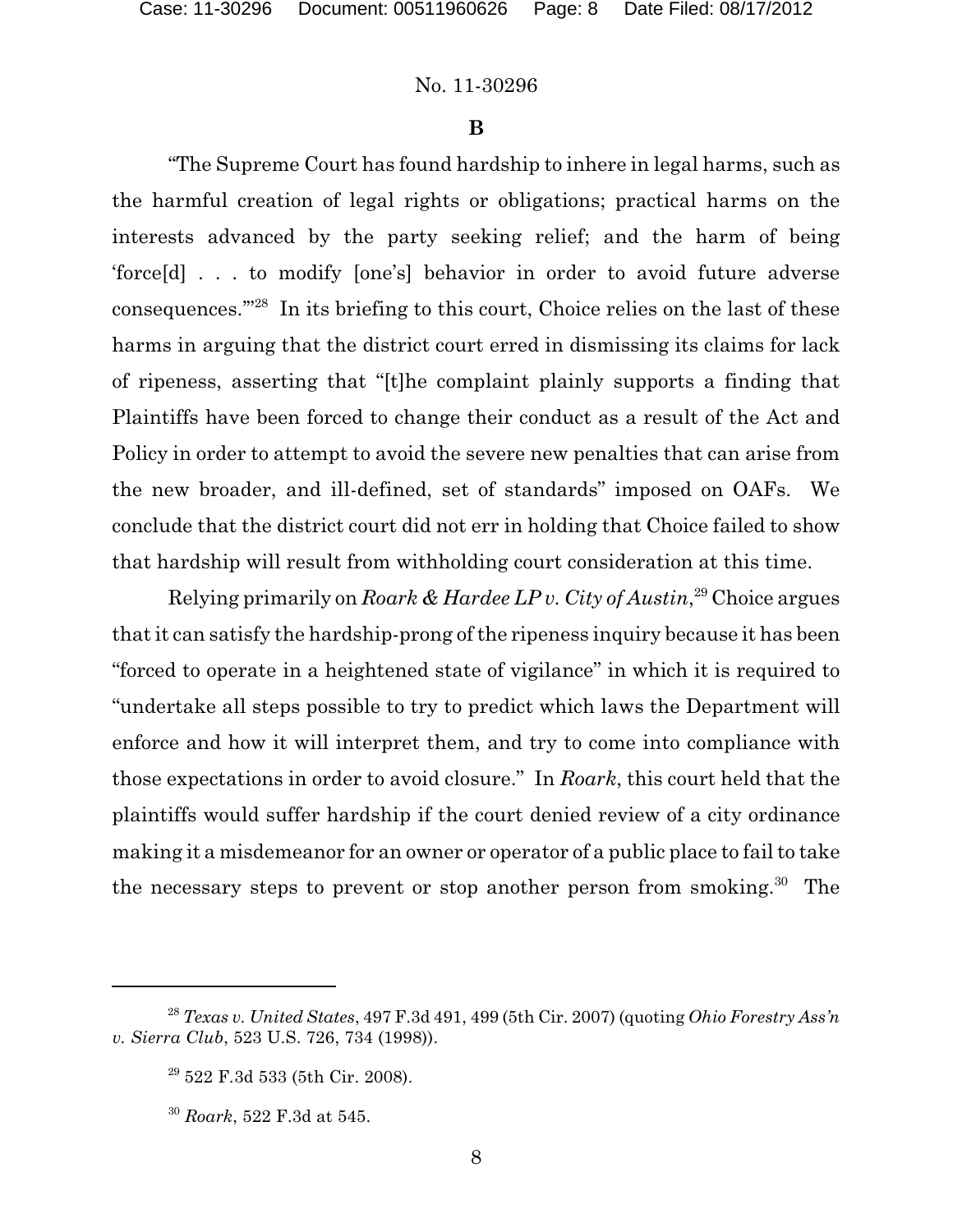**B**

"The Supreme Court has found hardship to inhere in legal harms, such as the harmful creation of legal rights or obligations; practical harms on the interests advanced by the party seeking relief; and the harm of being 'force[d] . . . to modify [one's] behavior in order to avoid future adverse consequences.'"[28] In its briefing to this court, Choice relies on the last of these harms in arguing that the district court erred in dismissing its claims for lack of ripeness, asserting that "[t]he complaint plainly supports a finding that Plaintiffs have been forced to change their conduct as a result of the Act and Policy in order to attempt to avoid the severe new penalties that can arise from the new broader, and ill-defined, set of standards" imposed on OAFs. We conclude that the district court did not err in holding that Choice failed to show that hardship will result from withholding court consideration at this time.

Relying primarily on *Roark & Hardee LP v. City of Austin*,[29] Choice argues that it can satisfy the hardship-prong of the ripeness inquiry because it has been "forced to operate in a heightened state of vigilance" in which it is required to "undertake all steps possible to try to predict which laws the Department will enforce and how it will interpret them, and try to come into compliance with those expectations in order to avoid closure." In *Roark*, this court held that the plaintiffs would suffer hardship if the court denied review of a city ordinance making it a misdemeanor for an owner or operator of a public place to fail to take the necessary steps to prevent or stop another person from smoking.[30] The

---

[28] *Texas v. United States*, 497 F.3d 491, 499 (5th Cir. 2007) (quoting *Ohio Forestry Ass'n v. Sierra Club*, 523 U.S. 726, 734 (1998)).

[29] 522 F.3d 533 (5th Cir. 2008).

[30] *Roark*, 522 F.3d at 545.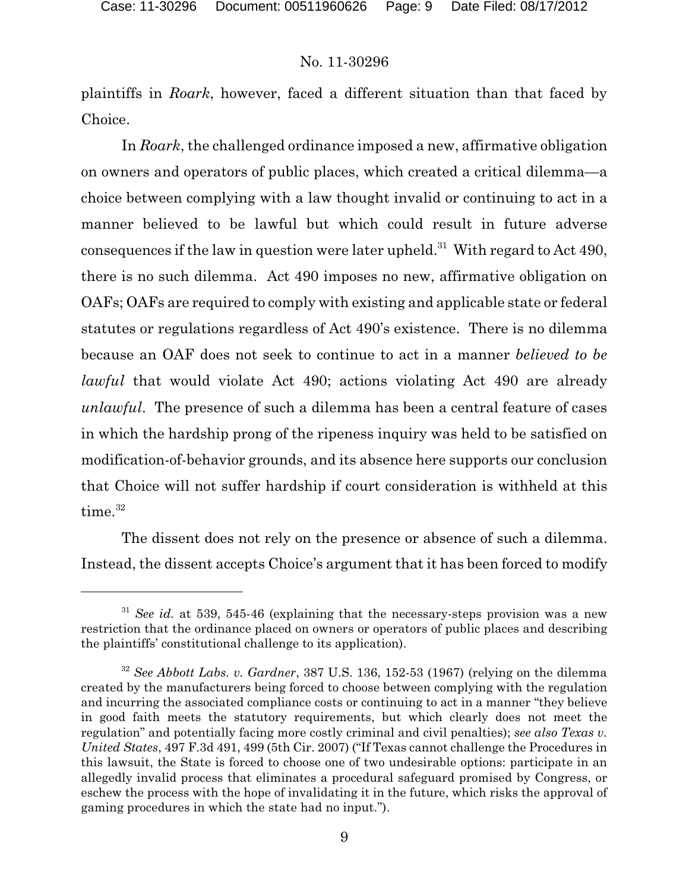plaintiffs in *Roark*, however, faced a different situation than that faced by Choice.

In *Roark*, the challenged ordinance imposed a new, affirmative obligation on owners and operators of public places, which created a critical dilemma—a choice between complying with a law thought invalid or continuing to act in a manner believed to be lawful but which could result in future adverse consequences if the law in question were later upheld.[31] With regard to Act 490, there is no such dilemma. Act 490 imposes no new, affirmative obligation on OAFs; OAFs are required to comply with existing and applicable state or federal statutes or regulations regardless of Act 490's existence. There is no dilemma because an OAF does not seek to continue to act in a manner *believed to be lawful* that would violate Act 490; actions violating Act 490 are already *unlawful*. The presence of such a dilemma has been a central feature of cases in which the hardship prong of the ripeness inquiry was held to be satisfied on modification-of-behavior grounds, and its absence here supports our conclusion that Choice will not suffer hardship if court consideration is withheld at this time.[32]

The dissent does not rely on the presence or absence of such a dilemma. Instead, the dissent accepts Choice's argument that it has been forced to modify

---

[31] *See id.* at 539, 545-46 (explaining that the necessary-steps provision was a new restriction that the ordinance placed on owners or operators of public places and describing the plaintiffs' constitutional challenge to its application).

[32] *See Abbott Labs. v. Gardner*, 387 U.S. 136, 152-53 (1967) (relying on the dilemma created by the manufacturers being forced to choose between complying with the regulation and incurring the associated compliance costs or continuing to act in a manner "they believe in good faith meets the statutory requirements, but which clearly does not meet the regulation" and potentially facing more costly criminal and civil penalties); *see also Texas v. United States*, 497 F.3d 491, 499 (5th Cir. 2007) ("If Texas cannot challenge the Procedures in this lawsuit, the State is forced to choose one of two undesirable options: participate in an allegedly invalid process that eliminates a procedural safeguard promised by Congress, or eschew the process with the hope of invalidating it in the future, which risks the approval of gaming procedures in which the state had no input.").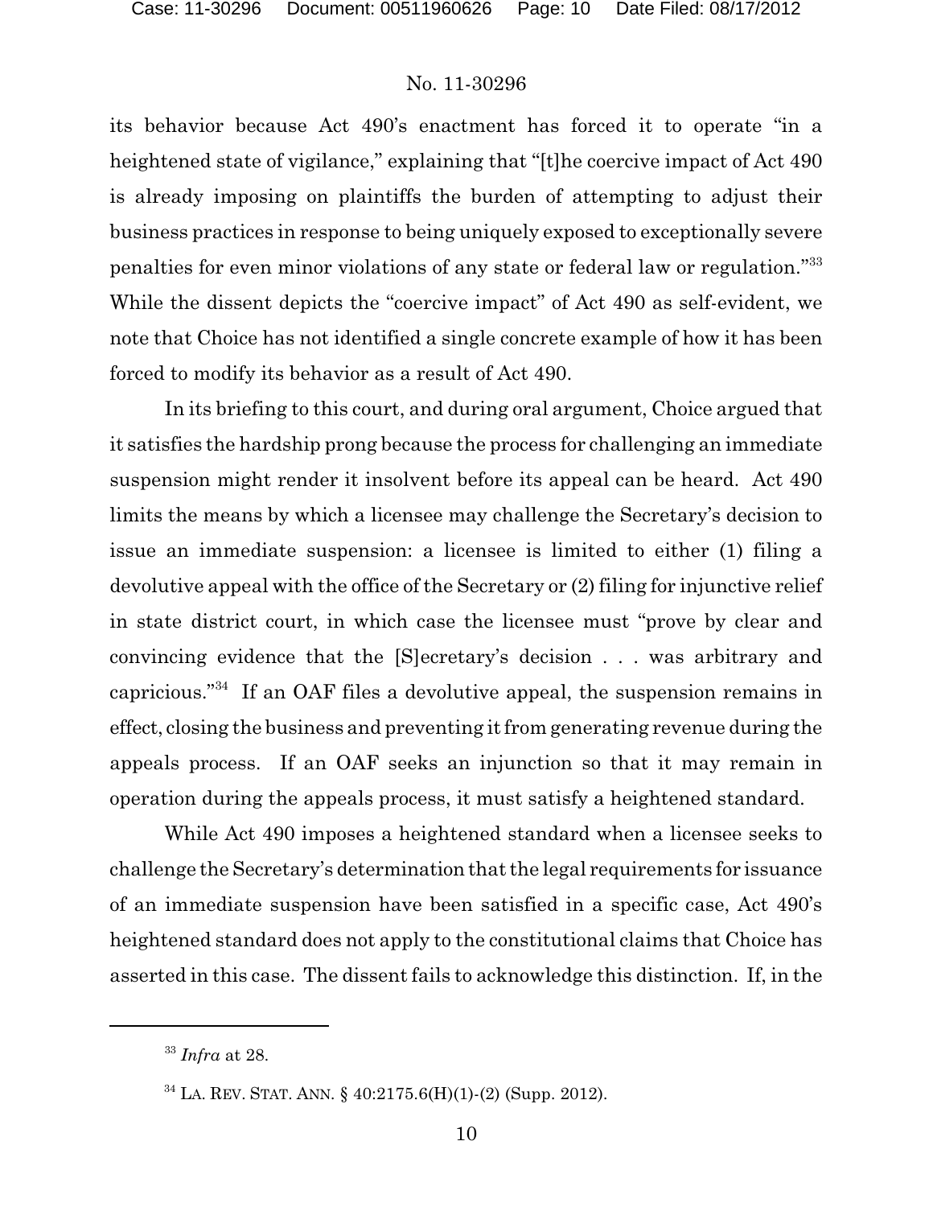its behavior because Act 490's enactment has forced it to operate "in a heightened state of vigilance," explaining that "[t]he coercive impact of Act 490 is already imposing on plaintiffs the burden of attempting to adjust their business practices in response to being uniquely exposed to exceptionally severe penalties for even minor violations of any state or federal law or regulation."[33] While the dissent depicts the "coercive impact" of Act 490 as self-evident, we note that Choice has not identified a single concrete example of how it has been forced to modify its behavior as a result of Act 490.

In its briefing to this court, and during oral argument, Choice argued that it satisfies the hardship prong because the process for challenging an immediate suspension might render it insolvent before its appeal can be heard. Act 490 limits the means by which a licensee may challenge the Secretary's decision to issue an immediate suspension: a licensee is limited to either (1) filing a devolutive appeal with the office of the Secretary or (2) filing for injunctive relief in state district court, in which case the licensee must "prove by clear and convincing evidence that the [S]ecretary's decision . . . was arbitrary and capricious."[34] If an OAF files a devolutive appeal, the suspension remains in effect, closing the business and preventing it from generating revenue during the appeals process. If an OAF seeks an injunction so that it may remain in operation during the appeals process, it must satisfy a heightened standard.

While Act 490 imposes a heightened standard when a licensee seeks to challenge the Secretary's determination that the legal requirements for issuance of an immediate suspension have been satisfied in a specific case, Act 490's heightened standard does not apply to the constitutional claims that Choice has asserted in this case. The dissent fails to acknowledge this distinction. If, in the

---

[33] *Infra* at 28.

[34] LA. REV. STAT. ANN. § 40:2175.6(H)(1)-(2) (Supp. 2012).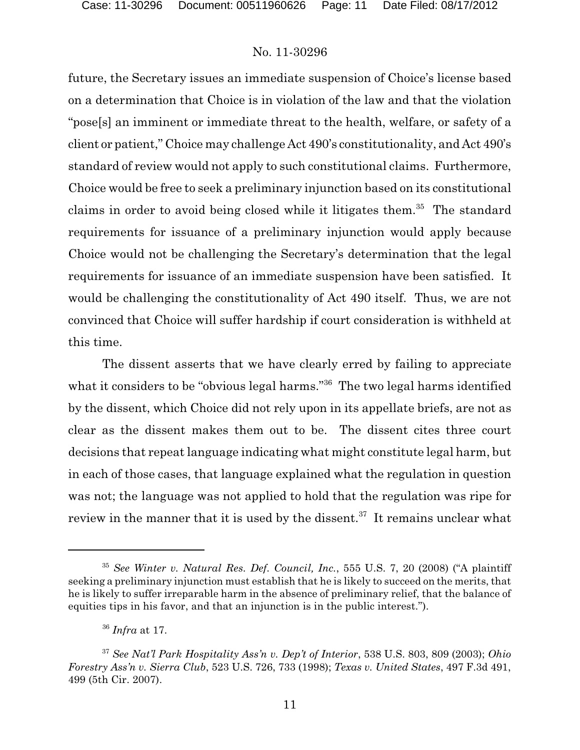future, the Secretary issues an immediate suspension of Choice's license based on a determination that Choice is in violation of the law and that the violation "pose[s] an imminent or immediate threat to the health, welfare, or safety of a client or patient," Choice may challenge Act 490's constitutionality, and Act 490's standard of review would not apply to such constitutional claims. Furthermore, Choice would be free to seek a preliminary injunction based on its constitutional claims in order to avoid being closed while it litigates them.[35] The standard requirements for issuance of a preliminary injunction would apply because Choice would not be challenging the Secretary's determination that the legal requirements for issuance of an immediate suspension have been satisfied. It would be challenging the constitutionality of Act 490 itself. Thus, we are not convinced that Choice will suffer hardship if court consideration is withheld at this time.

The dissent asserts that we have clearly erred by failing to appreciate what it considers to be "obvious legal harms."[36] The two legal harms identified by the dissent, which Choice did not rely upon in its appellate briefs, are not as clear as the dissent makes them out to be. The dissent cites three court decisions that repeat language indicating what might constitute legal harm, but in each of those cases, that language explained what the regulation in question was not; the language was not applied to hold that the regulation was ripe for review in the manner that it is used by the dissent.[37] It remains unclear what

---

[35] *See Winter v. Natural Res. Def. Council, Inc.*, 555 U.S. 7, 20 (2008) ("A plaintiff seeking a preliminary injunction must establish that he is likely to succeed on the merits, that he is likely to suffer irreparable harm in the absence of preliminary relief, that the balance of equities tips in his favor, and that an injunction is in the public interest.").

[36] *Infra* at 17.

[37] *See Nat'l Park Hospitality Ass'n v. Dep't of Interior*, 538 U.S. 803, 809 (2003); *Ohio Forestry Ass'n v. Sierra Club*, 523 U.S. 726, 733 (1998); *Texas v. United States*, 497 F.3d 491, 499 (5th Cir. 2007).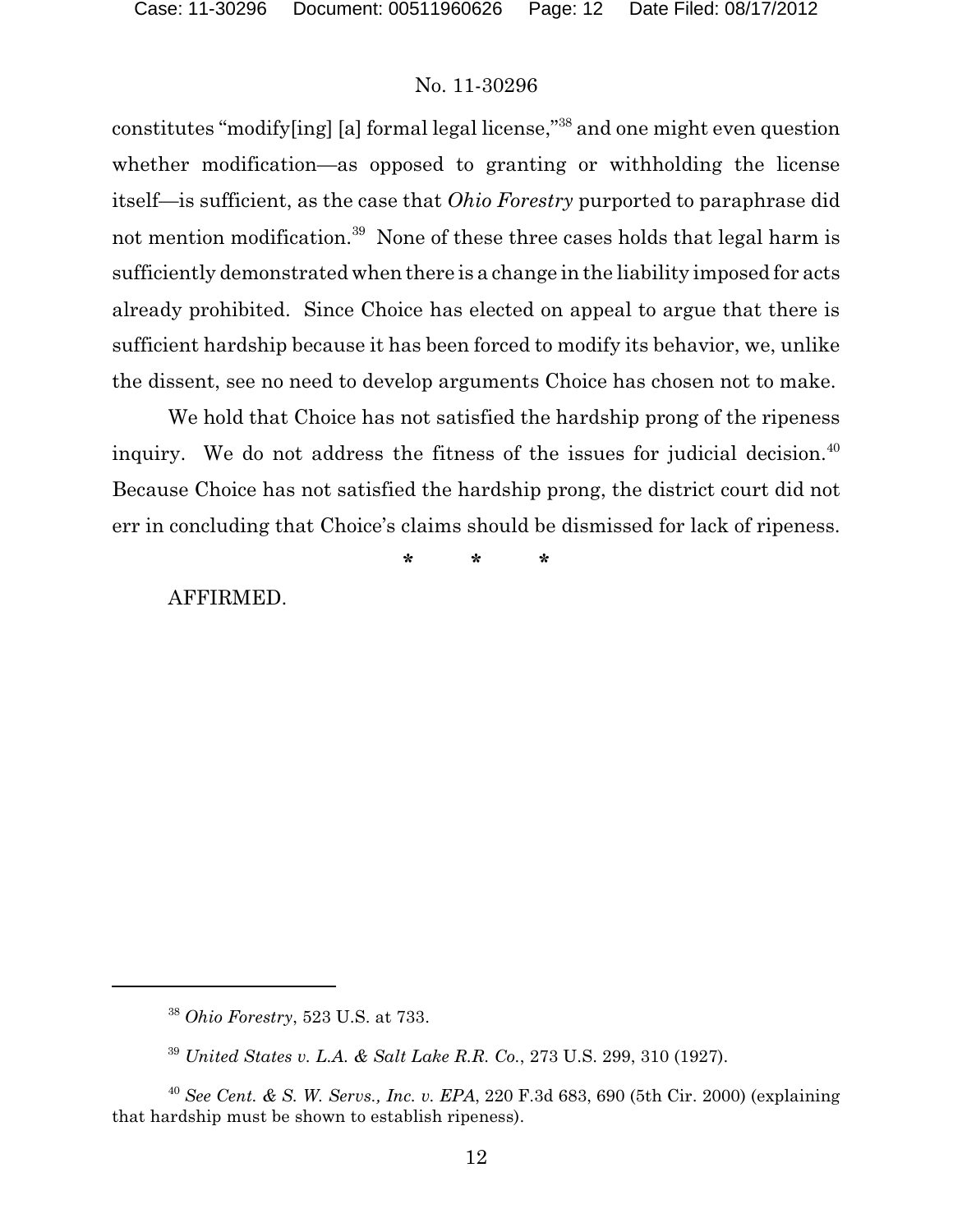constitutes "modify[ing] [a] formal legal license,"[38] and one might even question whether modification—as opposed to granting or withholding the license itself—is sufficient, as the case that *Ohio Forestry* purported to paraphrase did not mention modification.[39] None of these three cases holds that legal harm is sufficiently demonstrated when there is a change in the liability imposed for acts already prohibited. Since Choice has elected on appeal to argue that there is sufficient hardship because it has been forced to modify its behavior, we, unlike the dissent, see no need to develop arguments Choice has chosen not to make.

We hold that Choice has not satisfied the hardship prong of the ripeness inquiry. We do not address the fitness of the issues for judicial decision.[40] Because Choice has not satisfied the hardship prong, the district court did not err in concluding that Choice's claims should be dismissed for lack of ripeness.

\* \* \*

AFFIRMED.

---

[38] *Ohio Forestry*, 523 U.S. at 733.

[39] *United States v. L.A. & Salt Lake R.R. Co.*, 273 U.S. 299, 310 (1927).

[40] *See Cent. & S. W. Servs., Inc. v. EPA*, 220 F.3d 683, 690 (5th Cir. 2000) (explaining that hardship must be shown to establish ripeness).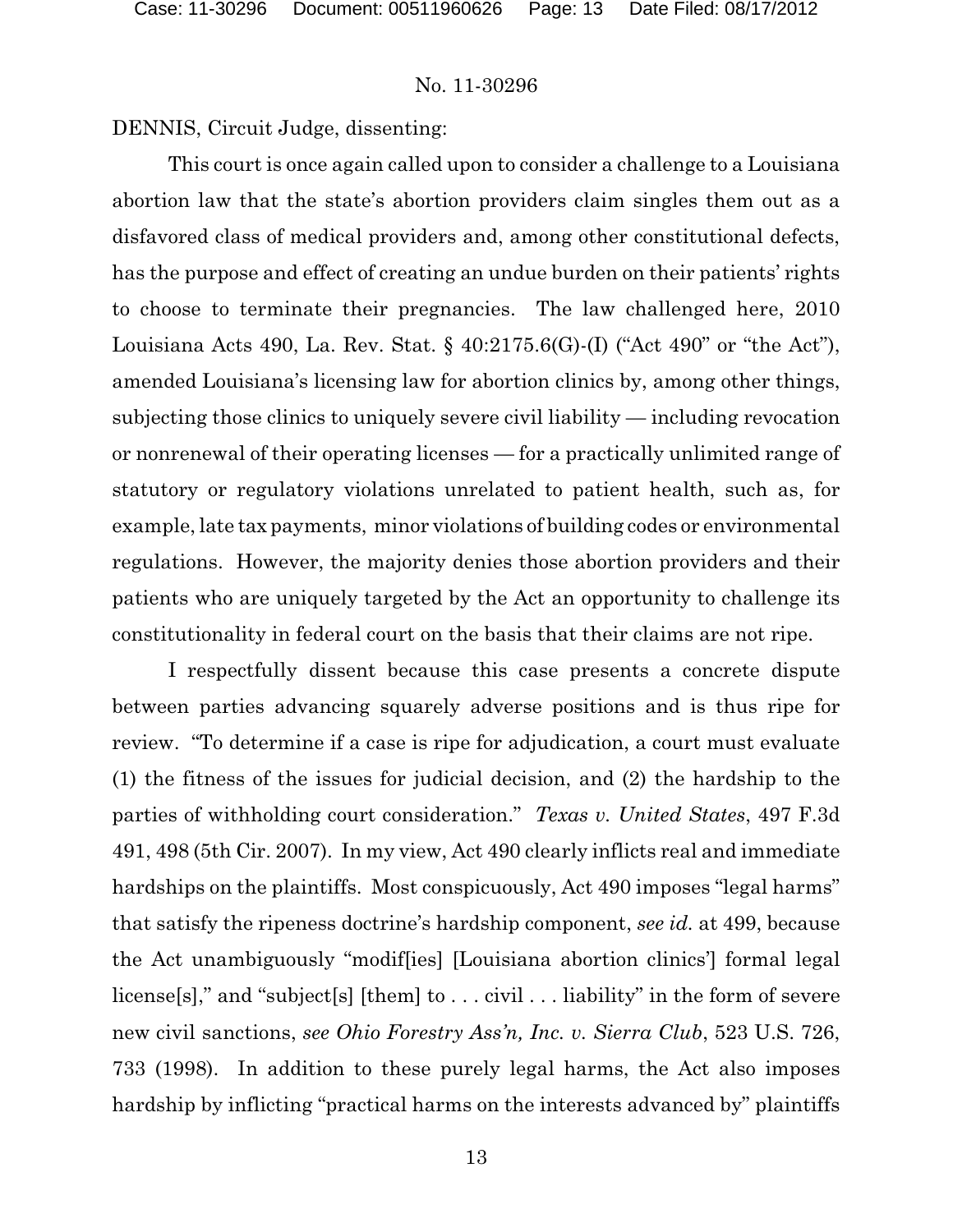No. 11-30296

DENNIS, Circuit Judge, dissenting:

This court is once again called upon to consider a challenge to a Louisiana abortion law that the state's abortion providers claim singles them out as a disfavored class of medical providers and, among other constitutional defects, has the purpose and effect of creating an undue burden on their patients' rights to choose to terminate their pregnancies. The law challenged here, 2010 Louisiana Acts 490, La. Rev. Stat. § 40:2175.6(G)-(I) ("Act 490" or "the Act"), amended Louisiana's licensing law for abortion clinics by, among other things, subjecting those clinics to uniquely severe civil liability — including revocation or nonrenewal of their operating licenses — for a practically unlimited range of statutory or regulatory violations unrelated to patient health, such as, for example, late tax payments, minor violations of building codes or environmental regulations. However, the majority denies those abortion providers and their patients who are uniquely targeted by the Act an opportunity to challenge its constitutionality in federal court on the basis that their claims are not ripe.

I respectfully dissent because this case presents a concrete dispute between parties advancing squarely adverse positions and is thus ripe for review. "To determine if a case is ripe for adjudication, a court must evaluate (1) the fitness of the issues for judicial decision, and (2) the hardship to the parties of withholding court consideration." *Texas v. United States*, 497 F.3d 491, 498 (5th Cir. 2007). In my view, Act 490 clearly inflicts real and immediate hardships on the plaintiffs. Most conspicuously, Act 490 imposes "legal harms" that satisfy the ripeness doctrine's hardship component, *see id.* at 499, because the Act unambiguously "modif[ies] [Louisiana abortion clinics'] formal legal license[s]," and "subject[s] [them] to . . . civil . . . liability" in the form of severe new civil sanctions, *see Ohio Forestry Ass'n, Inc. v. Sierra Club*, 523 U.S. 726, 733 (1998). In addition to these purely legal harms, the Act also imposes hardship by inflicting "practical harms on the interests advanced by" plaintiffs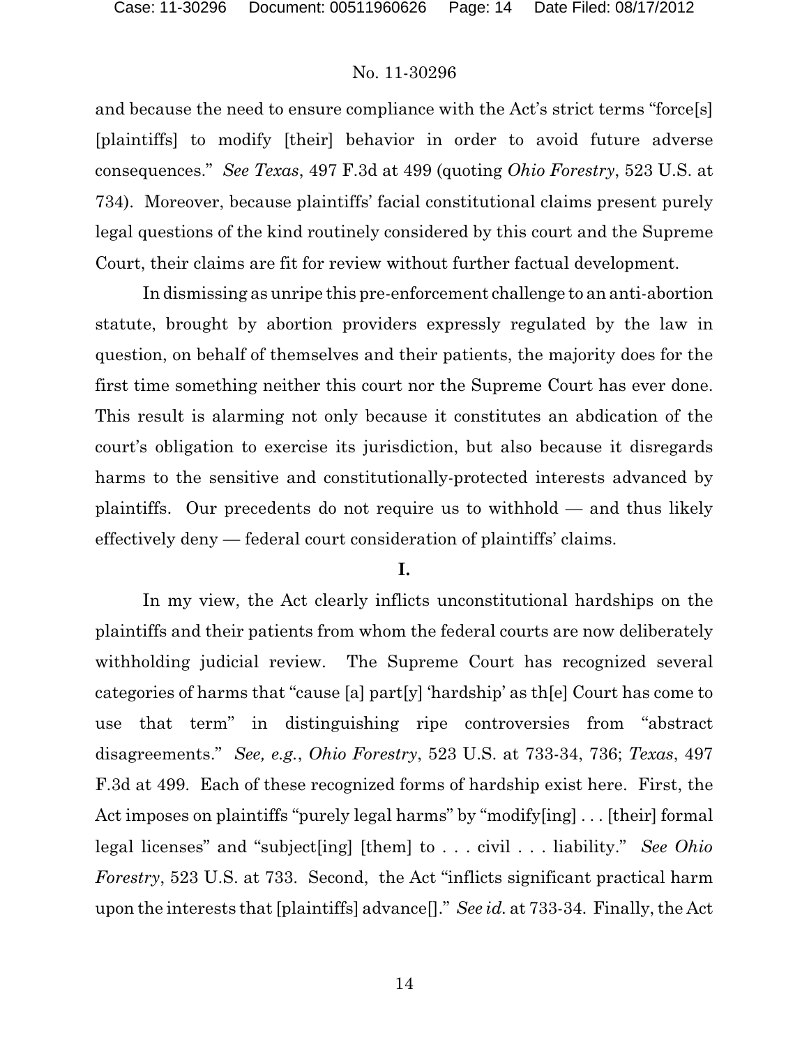and because the need to ensure compliance with the Act's strict terms "force[s] [plaintiffs] to modify [their] behavior in order to avoid future adverse consequences." *See Texas*, 497 F.3d at 499 (quoting *Ohio Forestry*, 523 U.S. at 734). Moreover, because plaintiffs' facial constitutional claims present purely legal questions of the kind routinely considered by this court and the Supreme Court, their claims are fit for review without further factual development.

In dismissing as unripe this pre-enforcement challenge to an anti-abortion statute, brought by abortion providers expressly regulated by the law in question, on behalf of themselves and their patients, the majority does for the first time something neither this court nor the Supreme Court has ever done. This result is alarming not only because it constitutes an abdication of the court's obligation to exercise its jurisdiction, but also because it disregards harms to the sensitive and constitutionally-protected interests advanced by plaintiffs. Our precedents do not require us to withhold — and thus likely effectively deny — federal court consideration of plaintiffs' claims.

**I.**

In my view, the Act clearly inflicts unconstitutional hardships on the plaintiffs and their patients from whom the federal courts are now deliberately withholding judicial review. The Supreme Court has recognized several categories of harms that "cause [a] part[y] 'hardship' as th[e] Court has come to use that term" in distinguishing ripe controversies from "abstract disagreements." *See, e.g.*, *Ohio Forestry*, 523 U.S. at 733-34, 736; *Texas*, 497 F.3d at 499. Each of these recognized forms of hardship exist here. First, the Act imposes on plaintiffs "purely legal harms" by "modify[ing] . . . [their] formal legal licenses" and "subject[ing] [them] to . . . civil . . . liability." *See Ohio Forestry*, 523 U.S. at 733. Second, the Act "inflicts significant practical harm upon the interests that [plaintiffs] advance[]." *See id.* at 733-34. Finally, the Act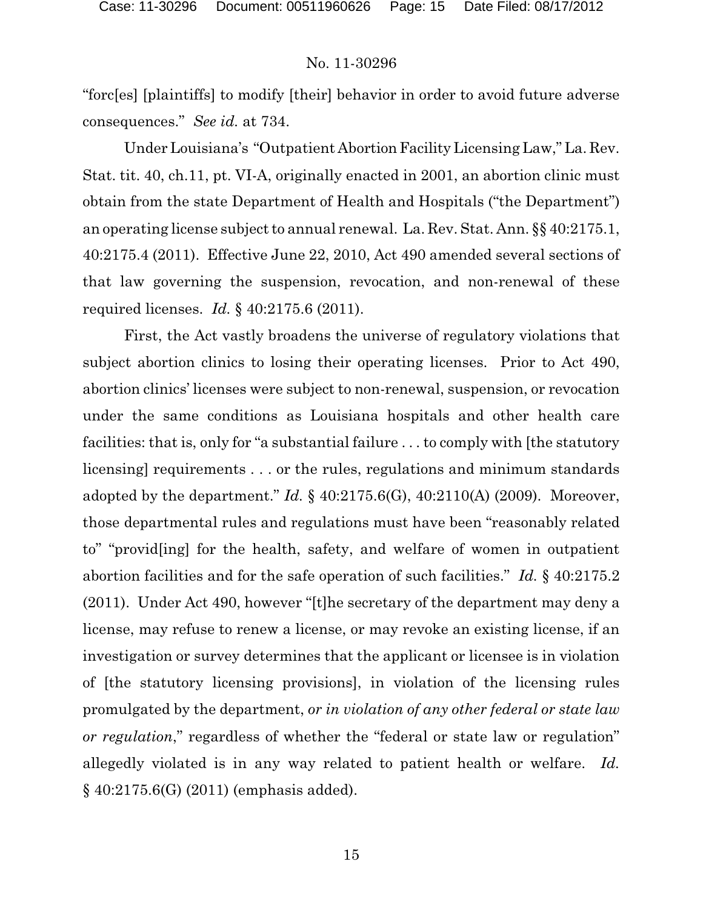"forc[es] [plaintiffs] to modify [their] behavior in order to avoid future adverse consequences." *See id.* at 734.

Under Louisiana's "Outpatient Abortion Facility Licensing Law," La. Rev. Stat. tit. 40, ch.11, pt. VI-A, originally enacted in 2001, an abortion clinic must obtain from the state Department of Health and Hospitals ("the Department") an operating license subject to annual renewal. La. Rev. Stat. Ann. §§ 40:2175.1, 40:2175.4 (2011). Effective June 22, 2010, Act 490 amended several sections of that law governing the suspension, revocation, and non-renewal of these required licenses. *Id.* § 40:2175.6 (2011).

First, the Act vastly broadens the universe of regulatory violations that subject abortion clinics to losing their operating licenses. Prior to Act 490, abortion clinics' licenses were subject to non-renewal, suspension, or revocation under the same conditions as Louisiana hospitals and other health care facilities: that is, only for "a substantial failure . . . to comply with [the statutory licensing] requirements . . . or the rules, regulations and minimum standards adopted by the department." *Id.* § 40:2175.6(G), 40:2110(A) (2009). Moreover, those departmental rules and regulations must have been "reasonably related to" "provid[ing] for the health, safety, and welfare of women in outpatient abortion facilities and for the safe operation of such facilities." *Id.* § 40:2175.2 (2011). Under Act 490, however "[t]he secretary of the department may deny a license, may refuse to renew a license, or may revoke an existing license, if an investigation or survey determines that the applicant or licensee is in violation of [the statutory licensing provisions], in violation of the licensing rules promulgated by the department, *or in violation of any other federal or state law or regulation*," regardless of whether the "federal or state law or regulation" allegedly violated is in any way related to patient health or welfare. *Id.* § 40:2175.6(G) (2011) (emphasis added).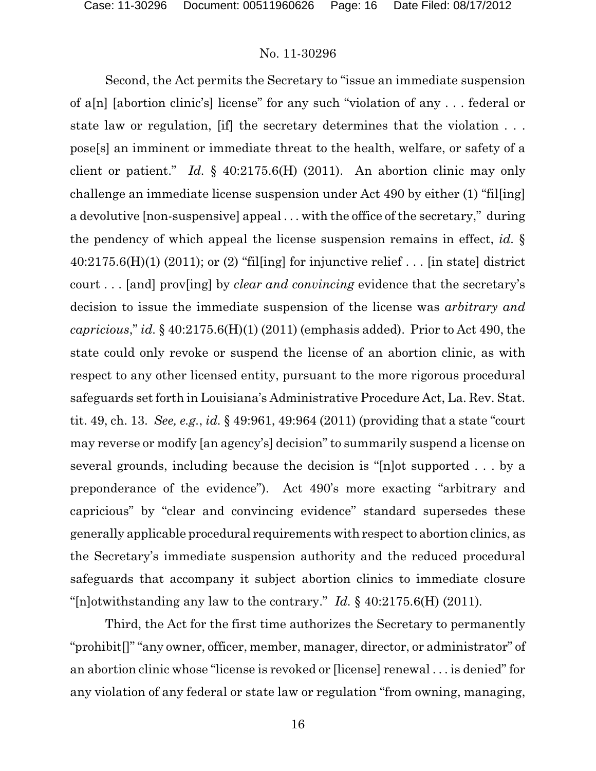Second, the Act permits the Secretary to "issue an immediate suspension of a[n] [abortion clinic's] license" for any such "violation of any . . . federal or state law or regulation, [if] the secretary determines that the violation . . . pose[s] an imminent or immediate threat to the health, welfare, or safety of a client or patient." *Id.* § 40:2175.6(H) (2011). An abortion clinic may only challenge an immediate license suspension under Act 490 by either (1) "fil[ing] a devolutive [non-suspensive] appeal . . . with the office of the secretary," during the pendency of which appeal the license suspension remains in effect, *id.* § 40:2175.6(H)(1) (2011); or (2) "fil[ing] for injunctive relief . . . [in state] district court . . . [and] prov[ing] by *clear and convincing* evidence that the secretary's decision to issue the immediate suspension of the license was *arbitrary and capricious*," *id.* § 40:2175.6(H)(1) (2011) (emphasis added). Prior to Act 490, the state could only revoke or suspend the license of an abortion clinic, as with respect to any other licensed entity, pursuant to the more rigorous procedural safeguards set forth in Louisiana's Administrative Procedure Act, La. Rev. Stat. tit. 49, ch. 13. *See, e.g.*, *id.* § 49:961, 49:964 (2011) (providing that a state "court may reverse or modify [an agency's] decision" to summarily suspend a license on several grounds, including because the decision is "[n]ot supported . . . by a preponderance of the evidence"). Act 490's more exacting "arbitrary and capricious" by "clear and convincing evidence" standard supersedes these generally applicable procedural requirements with respect to abortion clinics, as the Secretary's immediate suspension authority and the reduced procedural safeguards that accompany it subject abortion clinics to immediate closure "[n]otwithstanding any law to the contrary." *Id.* § 40:2175.6(H) (2011).

Third, the Act for the first time authorizes the Secretary to permanently "prohibit[]" "any owner, officer, member, manager, director, or administrator" of an abortion clinic whose "license is revoked or [license] renewal . . . is denied" for any violation of any federal or state law or regulation "from owning, managing,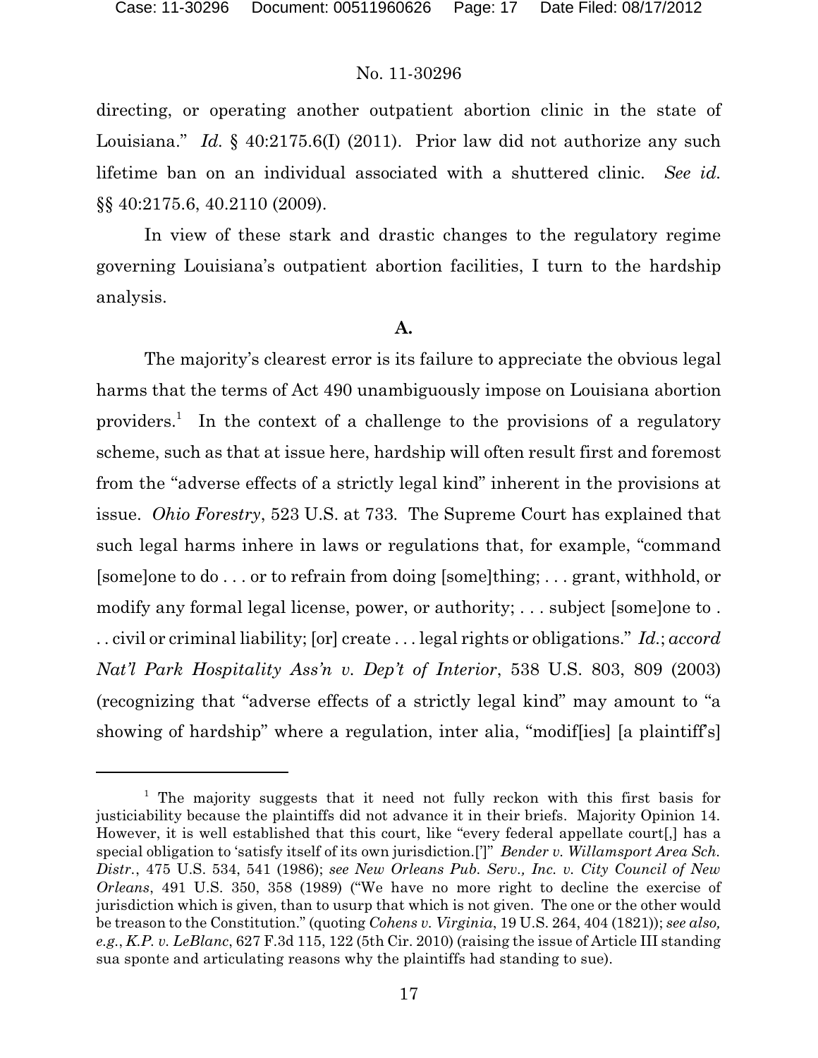directing, or operating another outpatient abortion clinic in the state of Louisiana." *Id.* § 40:2175.6(I) (2011). Prior law did not authorize any such lifetime ban on an individual associated with a shuttered clinic. *See id.* §§ 40:2175.6, 40.2110 (2009).

In view of these stark and drastic changes to the regulatory regime governing Louisiana's outpatient abortion facilities, I turn to the hardship analysis.

**A.**

The majority's clearest error is its failure to appreciate the obvious legal harms that the terms of Act 490 unambiguously impose on Louisiana abortion providers.[1] In the context of a challenge to the provisions of a regulatory scheme, such as that at issue here, hardship will often result first and foremost from the "adverse effects of a strictly legal kind" inherent in the provisions at issue. *Ohio Forestry*, 523 U.S. at 733. The Supreme Court has explained that such legal harms inhere in laws or regulations that, for example, "command [some]one to do . . . or to refrain from doing [some]thing; . . . grant, withhold, or modify any formal legal license, power, or authority; . . . subject [some]one to . . . civil or criminal liability; [or] create . . . legal rights or obligations." *Id.*; *accord Nat'l Park Hospitality Ass'n v. Dep't of Interior*, 538 U.S. 803, 809 (2003) (recognizing that "adverse effects of a strictly legal kind" may amount to "a showing of hardship" where a regulation, inter alia, "modif[ies] [a plaintiff's]

---

[1] The majority suggests that it need not fully reckon with this first basis for justiciability because the plaintiffs did not advance it in their briefs. Majority Opinion 14. However, it is well established that this court, like "every federal appellate court[,] has a special obligation to 'satisfy itself of its own jurisdiction.[']" *Bender v. Willamsport Area Sch. Distr.*, 475 U.S. 534, 541 (1986); *see New Orleans Pub. Serv., Inc. v. City Council of New Orleans*, 491 U.S. 350, 358 (1989) ("We have no more right to decline the exercise of jurisdiction which is given, than to usurp that which is not given. The one or the other would be treason to the Constitution." (quoting *Cohens v. Virginia*, 19 U.S. 264, 404 (1821)); *see also, e.g.*, *K.P. v. LeBlanc*, 627 F.3d 115, 122 (5th Cir. 2010) (raising the issue of Article III standing sua sponte and articulating reasons why the plaintiffs had standing to sue).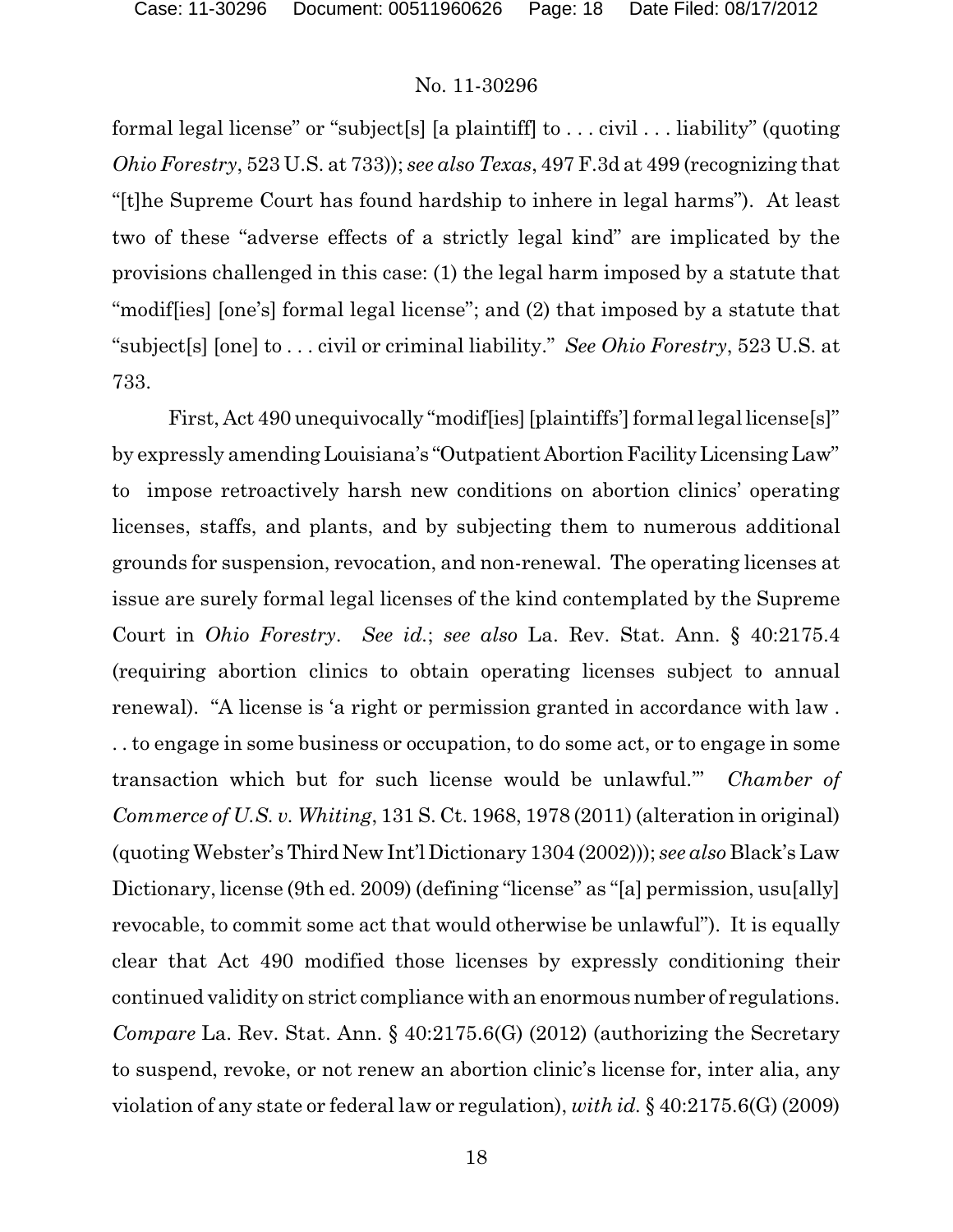formal legal license" or "subject[s] [a plaintiff] to . . . civil . . . liability" (quoting *Ohio Forestry*, 523 U.S. at 733)); *see also Texas*, 497 F.3d at 499 (recognizing that "[t]he Supreme Court has found hardship to inhere in legal harms"). At least two of these "adverse effects of a strictly legal kind" are implicated by the provisions challenged in this case: (1) the legal harm imposed by a statute that "modif[ies] [one's] formal legal license"; and (2) that imposed by a statute that "subject[s] [one] to . . . civil or criminal liability." *See Ohio Forestry*, 523 U.S. at 733.

First, Act 490 unequivocally "modif[ies] [plaintiffs'] formal legal license[s]" by expressly amending Louisiana's "Outpatient Abortion Facility Licensing Law" to impose retroactively harsh new conditions on abortion clinics' operating licenses, staffs, and plants, and by subjecting them to numerous additional grounds for suspension, revocation, and non-renewal. The operating licenses at issue are surely formal legal licenses of the kind contemplated by the Supreme Court in *Ohio Forestry*. *See id.*; *see also* La. Rev. Stat. Ann. § 40:2175.4 (requiring abortion clinics to obtain operating licenses subject to annual renewal). "A license is 'a right or permission granted in accordance with law . . . to engage in some business or occupation, to do some act, or to engage in some transaction which but for such license would be unlawful.'" *Chamber of Commerce of U.S. v. Whiting*, 131 S. Ct. 1968, 1978 (2011) (alteration in original) (quoting Webster's Third New Int'l Dictionary 1304 (2002))); *see also* Black's Law Dictionary, license (9th ed. 2009) (defining "license" as "[a] permission, usu[ally] revocable, to commit some act that would otherwise be unlawful"). It is equally clear that Act 490 modified those licenses by expressly conditioning their continued validity on strict compliance with an enormous number of regulations. *Compare* La. Rev. Stat. Ann. § 40:2175.6(G) (2012) (authorizing the Secretary to suspend, revoke, or not renew an abortion clinic's license for, inter alia, any violation of any state or federal law or regulation), *with id.* § 40:2175.6(G) (2009)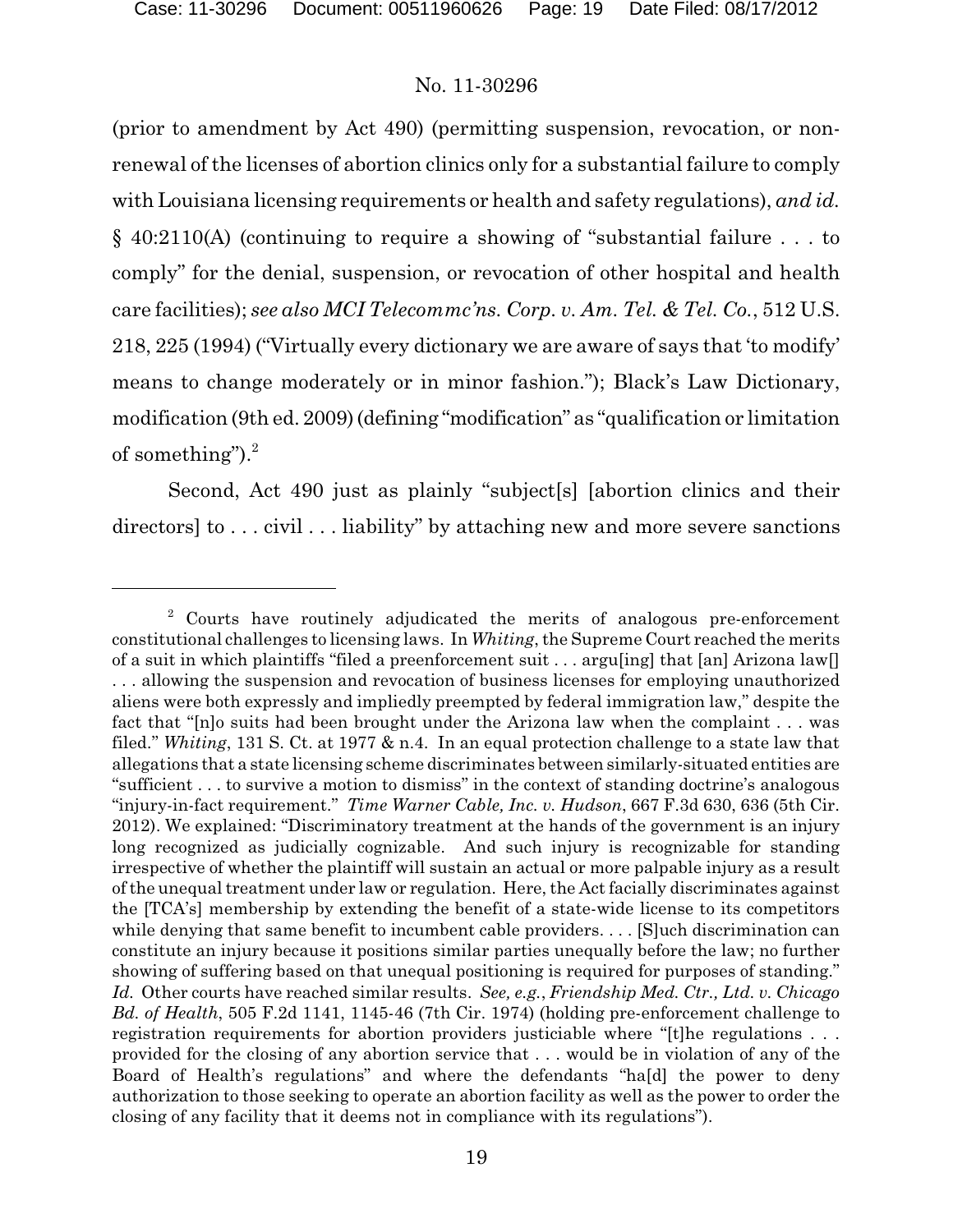(prior to amendment by Act 490) (permitting suspension, revocation, or non-renewal of the licenses of abortion clinics only for a substantial failure to comply with Louisiana licensing requirements or health and safety regulations), *and id.* § 40:2110(A) (continuing to require a showing of "substantial failure . . . to comply" for the denial, suspension, or revocation of other hospital and health care facilities); *see also MCI Telecommc'ns. Corp. v. Am. Tel. & Tel. Co.*, 512 U.S. 218, 225 (1994) ("Virtually every dictionary we are aware of says that 'to modify' means to change moderately or in minor fashion."); Black's Law Dictionary, modification (9th ed. 2009) (defining "modification" as "qualification or limitation of something").[2]

Second, Act 490 just as plainly "subject[s] [abortion clinics and their directors] to . . . civil . . . liability" by attaching new and more severe sanctions

---

[2] Courts have routinely adjudicated the merits of analogous pre-enforcement constitutional challenges to licensing laws. In *Whiting*, the Supreme Court reached the merits of a suit in which plaintiffs "filed a preenforcement suit . . . argu[ing] that [an] Arizona law[] . . . allowing the suspension and revocation of business licenses for employing unauthorized aliens were both expressly and impliedly preempted by federal immigration law," despite the fact that "[n]o suits had been brought under the Arizona law when the complaint . . . was filed." *Whiting*, 131 S. Ct. at 1977 & n.4. In an equal protection challenge to a state law that allegations that a state licensing scheme discriminates between similarly-situated entities are "sufficient . . . to survive a motion to dismiss" in the context of standing doctrine's analogous "injury-in-fact requirement." *Time Warner Cable, Inc. v. Hudson*, 667 F.3d 630, 636 (5th Cir. 2012). We explained: "Discriminatory treatment at the hands of the government is an injury long recognized as judicially cognizable. And such injury is recognizable for standing irrespective of whether the plaintiff will sustain an actual or more palpable injury as a result of the unequal treatment under law or regulation. Here, the Act facially discriminates against the [TCA's] membership by extending the benefit of a state-wide license to its competitors while denying that same benefit to incumbent cable providers. . . . [S]uch discrimination can constitute an injury because it positions similar parties unequally before the law; no further showing of suffering based on that unequal positioning is required for purposes of standing." *Id.* Other courts have reached similar results. *See, e.g.*, *Friendship Med. Ctr., Ltd. v. Chicago Bd. of Health*, 505 F.2d 1141, 1145-46 (7th Cir. 1974) (holding pre-enforcement challenge to registration requirements for abortion providers justiciable where "[t]he regulations . . . provided for the closing of any abortion service that . . . would be in violation of any of the Board of Health's regulations" and where the defendants "ha[d] the power to deny authorization to those seeking to operate an abortion facility as well as the power to order the closing of any facility that it deems not in compliance with its regulations").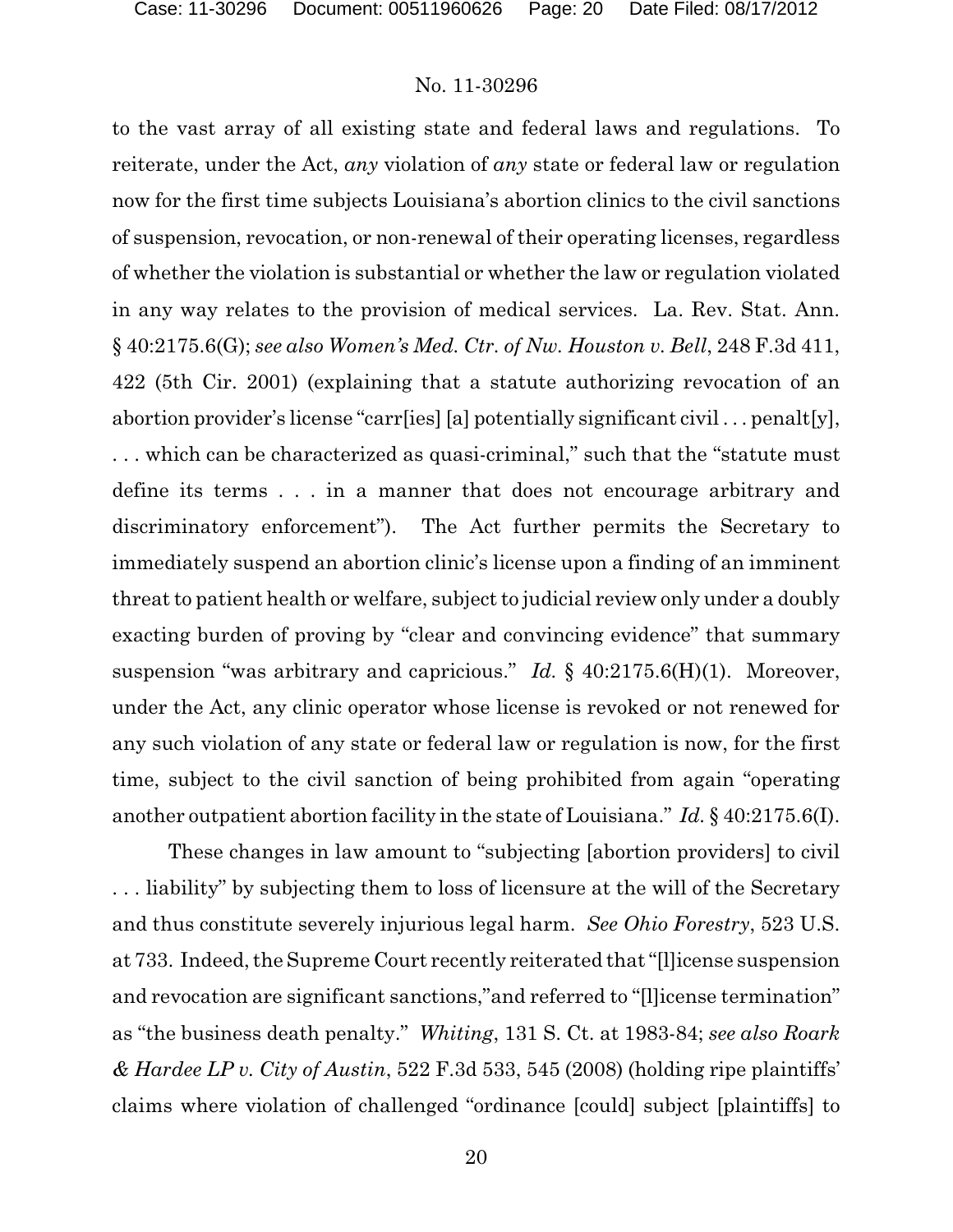to the vast array of all existing state and federal laws and regulations. To reiterate, under the Act, *any* violation of *any* state or federal law or regulation now for the first time subjects Louisiana's abortion clinics to the civil sanctions of suspension, revocation, or non-renewal of their operating licenses, regardless of whether the violation is substantial or whether the law or regulation violated in any way relates to the provision of medical services. La. Rev. Stat. Ann. § 40:2175.6(G); *see also Women's Med. Ctr. of Nw. Houston v. Bell*, 248 F.3d 411, 422 (5th Cir. 2001) (explaining that a statute authorizing revocation of an abortion provider's license "carr[ies] [a] potentially significant civil . . . penalt[y], . . . which can be characterized as quasi-criminal," such that the "statute must define its terms . . . in a manner that does not encourage arbitrary and discriminatory enforcement"). The Act further permits the Secretary to immediately suspend an abortion clinic's license upon a finding of an imminent threat to patient health or welfare, subject to judicial review only under a doubly exacting burden of proving by "clear and convincing evidence" that summary suspension "was arbitrary and capricious." *Id.* § 40:2175.6(H)(1). Moreover, under the Act, any clinic operator whose license is revoked or not renewed for any such violation of any state or federal law or regulation is now, for the first time, subject to the civil sanction of being prohibited from again "operating another outpatient abortion facility in the state of Louisiana." *Id.* § 40:2175.6(I).

These changes in law amount to "subjecting [abortion providers] to civil . . . liability" by subjecting them to loss of licensure at the will of the Secretary and thus constitute severely injurious legal harm. *See Ohio Forestry*, 523 U.S. at 733. Indeed, the Supreme Court recently reiterated that "[l]icense suspension and revocation are significant sanctions,"and referred to "[l]icense termination" as "the business death penalty." *Whiting*, 131 S. Ct. at 1983-84; *see also Roark & Hardee LP v. City of Austin*, 522 F.3d 533, 545 (2008) (holding ripe plaintiffs' claims where violation of challenged "ordinance [could] subject [plaintiffs] to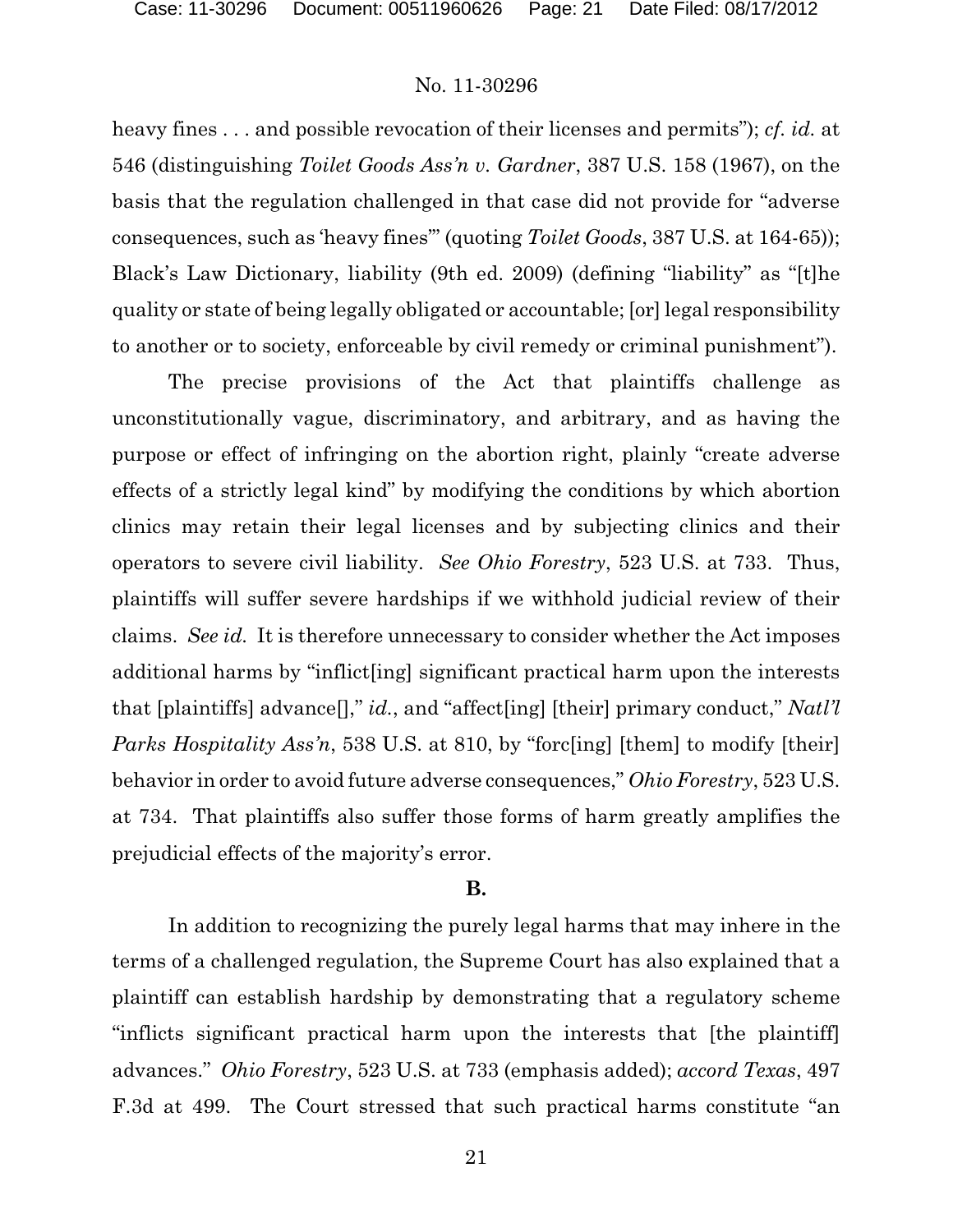heavy fines . . . and possible revocation of their licenses and permits"); *cf. id.* at 546 (distinguishing *Toilet Goods Ass'n v. Gardner*, 387 U.S. 158 (1967), on the basis that the regulation challenged in that case did not provide for "adverse consequences, such as 'heavy fines'" (quoting *Toilet Goods*, 387 U.S. at 164-65)); Black's Law Dictionary, liability (9th ed. 2009) (defining "liability" as "[t]he quality or state of being legally obligated or accountable; [or] legal responsibility to another or to society, enforceable by civil remedy or criminal punishment").

The precise provisions of the Act that plaintiffs challenge as unconstitutionally vague, discriminatory, and arbitrary, and as having the purpose or effect of infringing on the abortion right, plainly "create adverse effects of a strictly legal kind" by modifying the conditions by which abortion clinics may retain their legal licenses and by subjecting clinics and their operators to severe civil liability. *See Ohio Forestry*, 523 U.S. at 733. Thus, plaintiffs will suffer severe hardships if we withhold judicial review of their claims. *See id.* It is therefore unnecessary to consider whether the Act imposes additional harms by "inflict[ing] significant practical harm upon the interests that [plaintiffs] advance[]," *id.*, and "affect[ing] [their] primary conduct," *Natl'l Parks Hospitality Ass'n*, 538 U.S. at 810, by "forc[ing] [them] to modify [their] behavior in order to avoid future adverse consequences," *Ohio Forestry*, 523 U.S. at 734. That plaintiffs also suffer those forms of harm greatly amplifies the prejudicial effects of the majority's error.

**B.**

In addition to recognizing the purely legal harms that may inhere in the terms of a challenged regulation, the Supreme Court has also explained that a plaintiff can establish hardship by demonstrating that a regulatory scheme "inflicts significant practical harm upon the interests that [the plaintiff] advances." *Ohio Forestry*, 523 U.S. at 733 (emphasis added); *accord Texas*, 497 F.3d at 499. The Court stressed that such practical harms constitute "an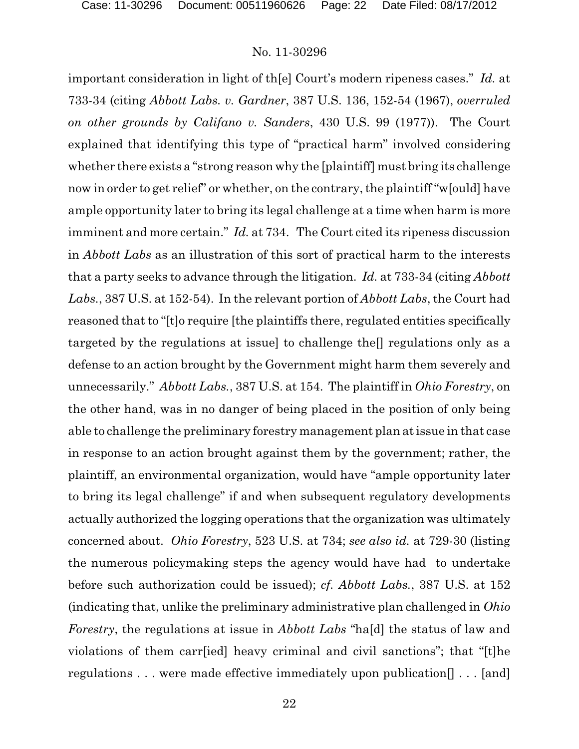important consideration in light of th[e] Court's modern ripeness cases." *Id.* at 733-34 (citing *Abbott Labs. v. Gardner*, 387 U.S. 136, 152-54 (1967), *overruled on other grounds by Califano v. Sanders*, 430 U.S. 99 (1977)). The Court explained that identifying this type of "practical harm" involved considering whether there exists a "strong reason why the [plaintiff] must bring its challenge now in order to get relief" or whether, on the contrary, the plaintiff "w[ould] have ample opportunity later to bring its legal challenge at a time when harm is more imminent and more certain." *Id.* at 734. The Court cited its ripeness discussion in *Abbott Labs* as an illustration of this sort of practical harm to the interests that a party seeks to advance through the litigation. *Id.* at 733-34 (citing *Abbott Labs.*, 387 U.S. at 152-54). In the relevant portion of *Abbott Labs*, the Court had reasoned that to "[t]o require [the plaintiffs there, regulated entities specifically targeted by the regulations at issue] to challenge the[] regulations only as a defense to an action brought by the Government might harm them severely and unnecessarily." *Abbott Labs.*, 387 U.S. at 154. The plaintiff in *Ohio Forestry*, on the other hand, was in no danger of being placed in the position of only being able to challenge the preliminary forestry management plan at issue in that case in response to an action brought against them by the government; rather, the plaintiff, an environmental organization, would have "ample opportunity later to bring its legal challenge" if and when subsequent regulatory developments actually authorized the logging operations that the organization was ultimately concerned about. *Ohio Forestry*, 523 U.S. at 734; *see also id.* at 729-30 (listing the numerous policymaking steps the agency would have had to undertake before such authorization could be issued); *cf. Abbott Labs.*, 387 U.S. at 152 (indicating that, unlike the preliminary administrative plan challenged in *Ohio Forestry*, the regulations at issue in *Abbott Labs* "ha[d] the status of law and violations of them carr[ied] heavy criminal and civil sanctions"; that "[t]he regulations . . . were made effective immediately upon publication[] . . . [and]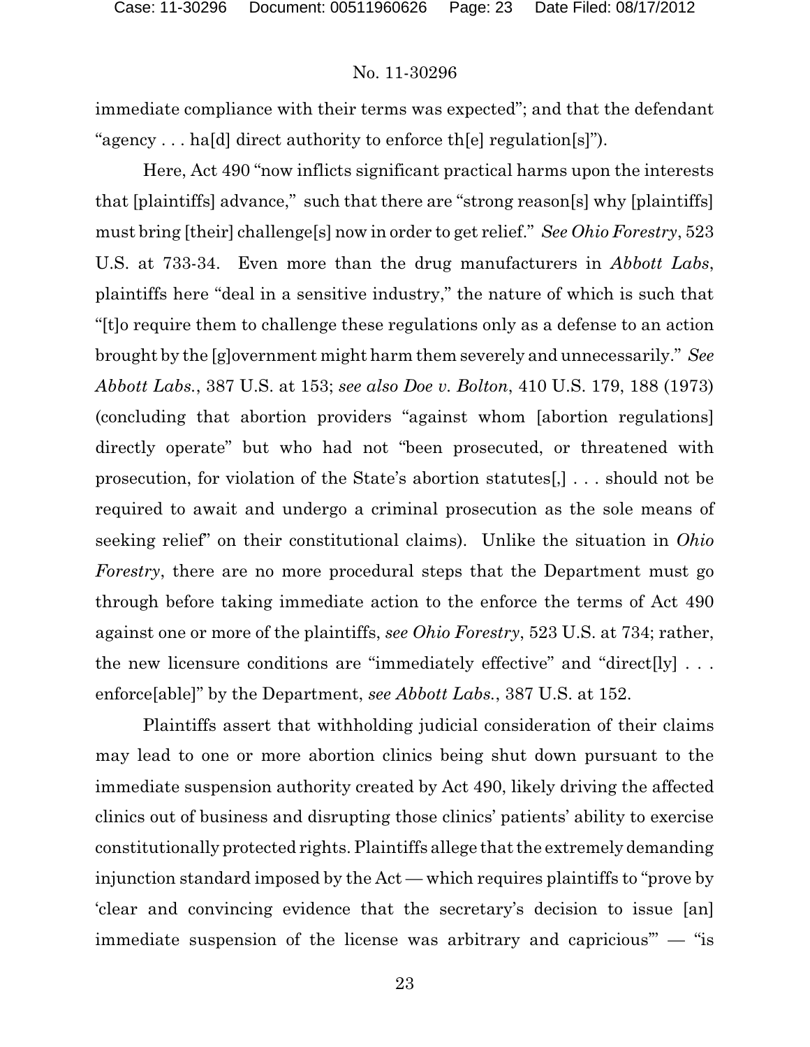immediate compliance with their terms was expected"; and that the defendant "agency . . . ha[d] direct authority to enforce th[e] regulation[s]").

Here, Act 490 "now inflicts significant practical harms upon the interests that [plaintiffs] advance," such that there are "strong reason[s] why [plaintiffs] must bring [their] challenge[s] now in order to get relief." *See Ohio Forestry*, 523 U.S. at 733-34. Even more than the drug manufacturers in *Abbott Labs*, plaintiffs here "deal in a sensitive industry," the nature of which is such that "[t]o require them to challenge these regulations only as a defense to an action brought by the [g]overnment might harm them severely and unnecessarily." *See Abbott Labs.*, 387 U.S. at 153; *see also Doe v. Bolton*, 410 U.S. 179, 188 (1973) (concluding that abortion providers "against whom [abortion regulations] directly operate" but who had not "been prosecuted, or threatened with prosecution, for violation of the State's abortion statutes[,] . . . should not be required to await and undergo a criminal prosecution as the sole means of seeking relief" on their constitutional claims). Unlike the situation in *Ohio Forestry*, there are no more procedural steps that the Department must go through before taking immediate action to the enforce the terms of Act 490 against one or more of the plaintiffs, *see Ohio Forestry*, 523 U.S. at 734; rather, the new licensure conditions are "immediately effective" and "direct[ly] . . . enforce[able]" by the Department, *see Abbott Labs.*, 387 U.S. at 152.

Plaintiffs assert that withholding judicial consideration of their claims may lead to one or more abortion clinics being shut down pursuant to the immediate suspension authority created by Act 490, likely driving the affected clinics out of business and disrupting those clinics' patients' ability to exercise constitutionally protected rights. Plaintiffs allege that the extremely demanding injunction standard imposed by the Act — which requires plaintiffs to "prove by 'clear and convincing evidence that the secretary's decision to issue [an] immediate suspension of the license was arbitrary and capricious'" — "is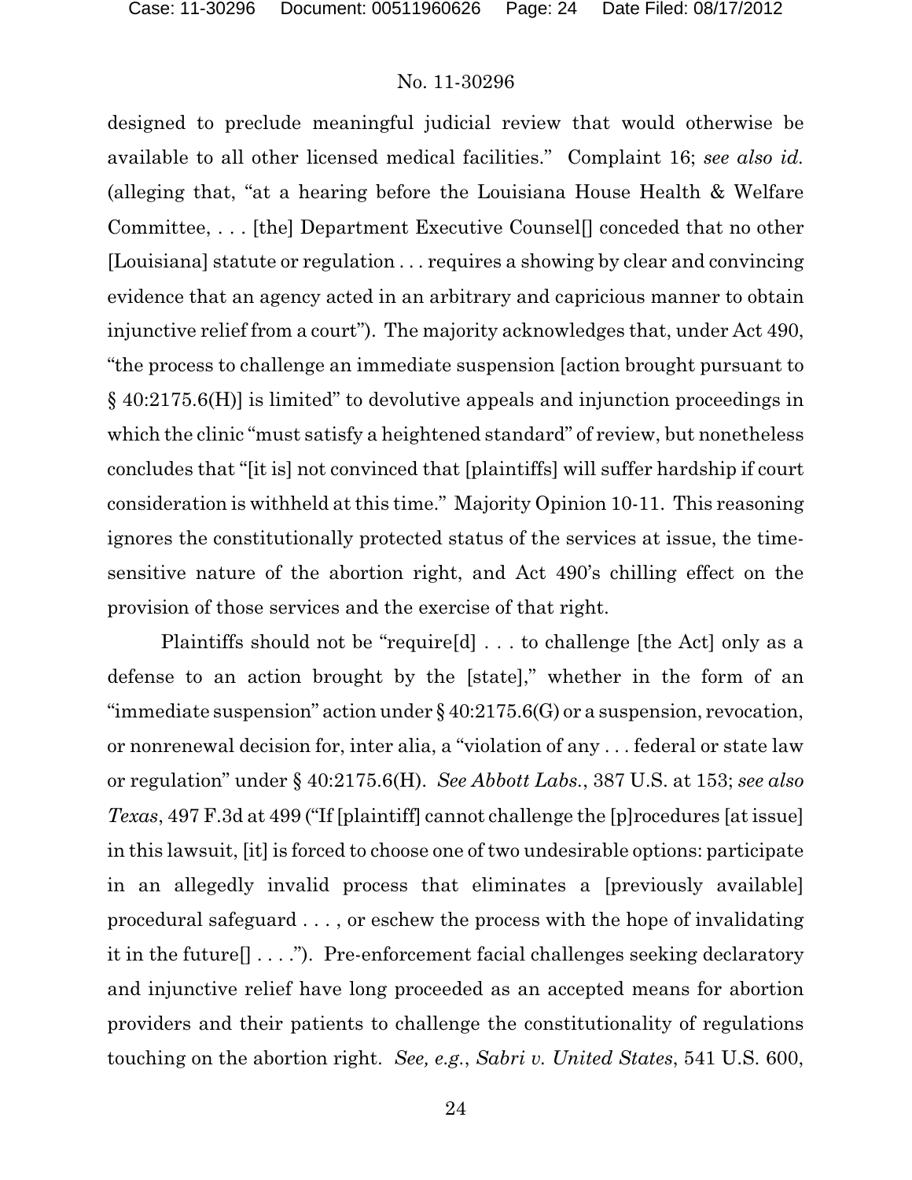designed to preclude meaningful judicial review that would otherwise be available to all other licensed medical facilities." Complaint 16; *see also id.* (alleging that, "at a hearing before the Louisiana House Health & Welfare Committee, . . . [the] Department Executive Counsel[] conceded that no other [Louisiana] statute or regulation . . . requires a showing by clear and convincing evidence that an agency acted in an arbitrary and capricious manner to obtain injunctive relief from a court"). The majority acknowledges that, under Act 490, "the process to challenge an immediate suspension [action brought pursuant to § 40:2175.6(H)] is limited" to devolutive appeals and injunction proceedings in which the clinic "must satisfy a heightened standard" of review, but nonetheless concludes that "[it is] not convinced that [plaintiffs] will suffer hardship if court consideration is withheld at this time." Majority Opinion 10-11. This reasoning ignores the constitutionally protected status of the services at issue, the time-sensitive nature of the abortion right, and Act 490's chilling effect on the provision of those services and the exercise of that right.

Plaintiffs should not be "require[d] . . . to challenge [the Act] only as a defense to an action brought by the [state]," whether in the form of an "immediate suspension" action under § 40:2175.6(G) or a suspension, revocation, or nonrenewal decision for, inter alia, a "violation of any . . . federal or state law or regulation" under § 40:2175.6(H). *See Abbott Labs.*, 387 U.S. at 153; *see also Texas*, 497 F.3d at 499 ("If [plaintiff] cannot challenge the [p]rocedures [at issue] in this lawsuit, [it] is forced to choose one of two undesirable options: participate in an allegedly invalid process that eliminates a [previously available] procedural safeguard . . . , or eschew the process with the hope of invalidating it in the future[] . . . ."). Pre-enforcement facial challenges seeking declaratory and injunctive relief have long proceeded as an accepted means for abortion providers and their patients to challenge the constitutionality of regulations touching on the abortion right. *See, e.g.*, *Sabri v. United States*, 541 U.S. 600,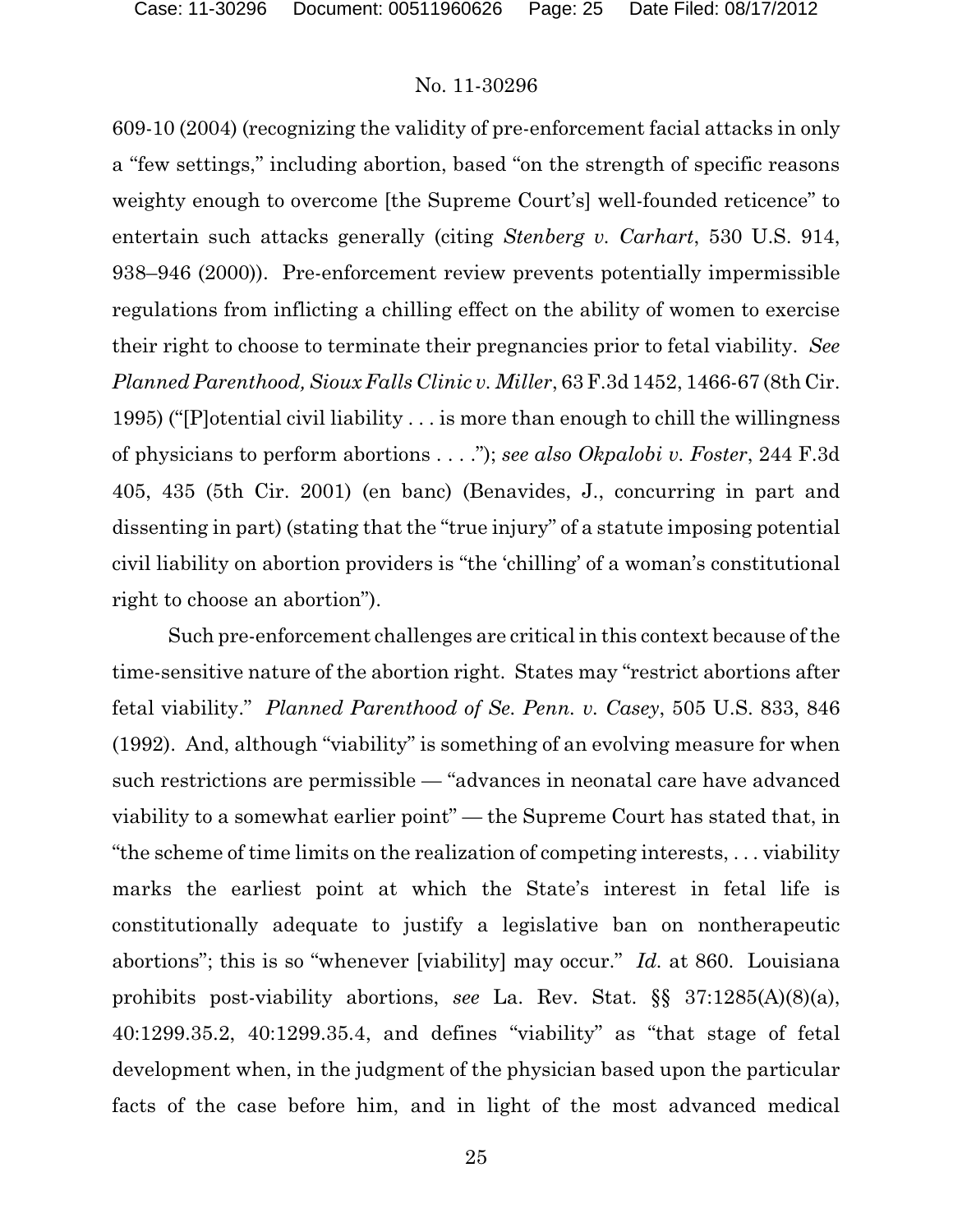609-10 (2004) (recognizing the validity of pre-enforcement facial attacks in only a "few settings," including abortion, based "on the strength of specific reasons weighty enough to overcome [the Supreme Court's] well-founded reticence" to entertain such attacks generally (citing *Stenberg v. Carhart*, 530 U.S. 914, 938–946 (2000)). Pre-enforcement review prevents potentially impermissible regulations from inflicting a chilling effect on the ability of women to exercise their right to choose to terminate their pregnancies prior to fetal viability. *See Planned Parenthood, Sioux Falls Clinic v. Miller*, 63 F.3d 1452, 1466-67 (8th Cir. 1995) ("[P]otential civil liability . . . is more than enough to chill the willingness of physicians to perform abortions . . . ."); *see also Okpalobi v. Foster*, 244 F.3d 405, 435 (5th Cir. 2001) (en banc) (Benavides, J., concurring in part and dissenting in part) (stating that the "true injury" of a statute imposing potential civil liability on abortion providers is "the 'chilling' of a woman's constitutional right to choose an abortion").

Such pre-enforcement challenges are critical in this context because of the time-sensitive nature of the abortion right. States may "restrict abortions after fetal viability." *Planned Parenthood of Se. Penn. v. Casey*, 505 U.S. 833, 846 (1992). And, although "viability" is something of an evolving measure for when such restrictions are permissible — "advances in neonatal care have advanced viability to a somewhat earlier point" — the Supreme Court has stated that, in "the scheme of time limits on the realization of competing interests, . . . viability marks the earliest point at which the State's interest in fetal life is constitutionally adequate to justify a legislative ban on nontherapeutic abortions"; this is so "whenever [viability] may occur." *Id.* at 860. Louisiana prohibits post-viability abortions, *see* La. Rev. Stat. §§ 37:1285(A)(8)(a), 40:1299.35.2, 40:1299.35.4, and defines "viability" as "that stage of fetal development when, in the judgment of the physician based upon the particular facts of the case before him, and in light of the most advanced medical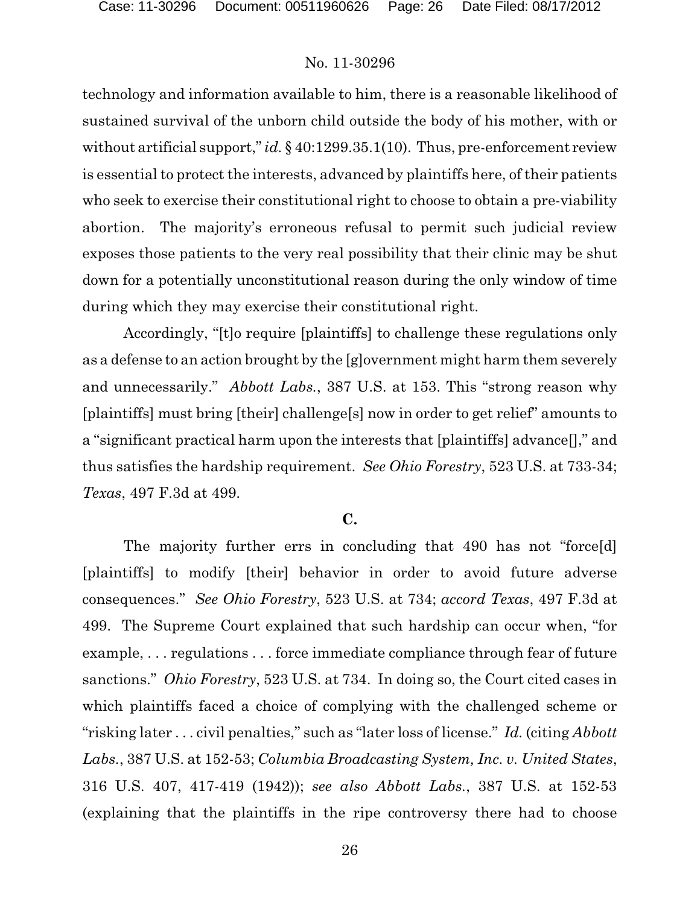technology and information available to him, there is a reasonable likelihood of sustained survival of the unborn child outside the body of his mother, with or without artificial support," *id.* § 40:1299.35.1(10). Thus, pre-enforcement review is essential to protect the interests, advanced by plaintiffs here, of their patients who seek to exercise their constitutional right to choose to obtain a pre-viability abortion. The majority's erroneous refusal to permit such judicial review exposes those patients to the very real possibility that their clinic may be shut down for a potentially unconstitutional reason during the only window of time during which they may exercise their constitutional right.

Accordingly, "[t]o require [plaintiffs] to challenge these regulations only as a defense to an action brought by the [g]overnment might harm them severely and unnecessarily." *Abbott Labs.*, 387 U.S. at 153. This "strong reason why [plaintiffs] must bring [their] challenge[s] now in order to get relief" amounts to a "significant practical harm upon the interests that [plaintiffs] advance[]," and thus satisfies the hardship requirement. *See Ohio Forestry*, 523 U.S. at 733-34; *Texas*, 497 F.3d at 499.

**C.**

The majority further errs in concluding that 490 has not "force[d] [plaintiffs] to modify [their] behavior in order to avoid future adverse consequences." *See Ohio Forestry*, 523 U.S. at 734; *accord Texas*, 497 F.3d at 499. The Supreme Court explained that such hardship can occur when, "for example, . . . regulations . . . force immediate compliance through fear of future sanctions." *Ohio Forestry*, 523 U.S. at 734. In doing so, the Court cited cases in which plaintiffs faced a choice of complying with the challenged scheme or "risking later . . . civil penalties," such as "later loss of license." *Id.* (citing *Abbott Labs.*, 387 U.S. at 152-53; *Columbia Broadcasting System, Inc. v. United States*, 316 U.S. 407, 417-419 (1942)); *see also Abbott Labs.*, 387 U.S. at 152-53 (explaining that the plaintiffs in the ripe controversy there had to choose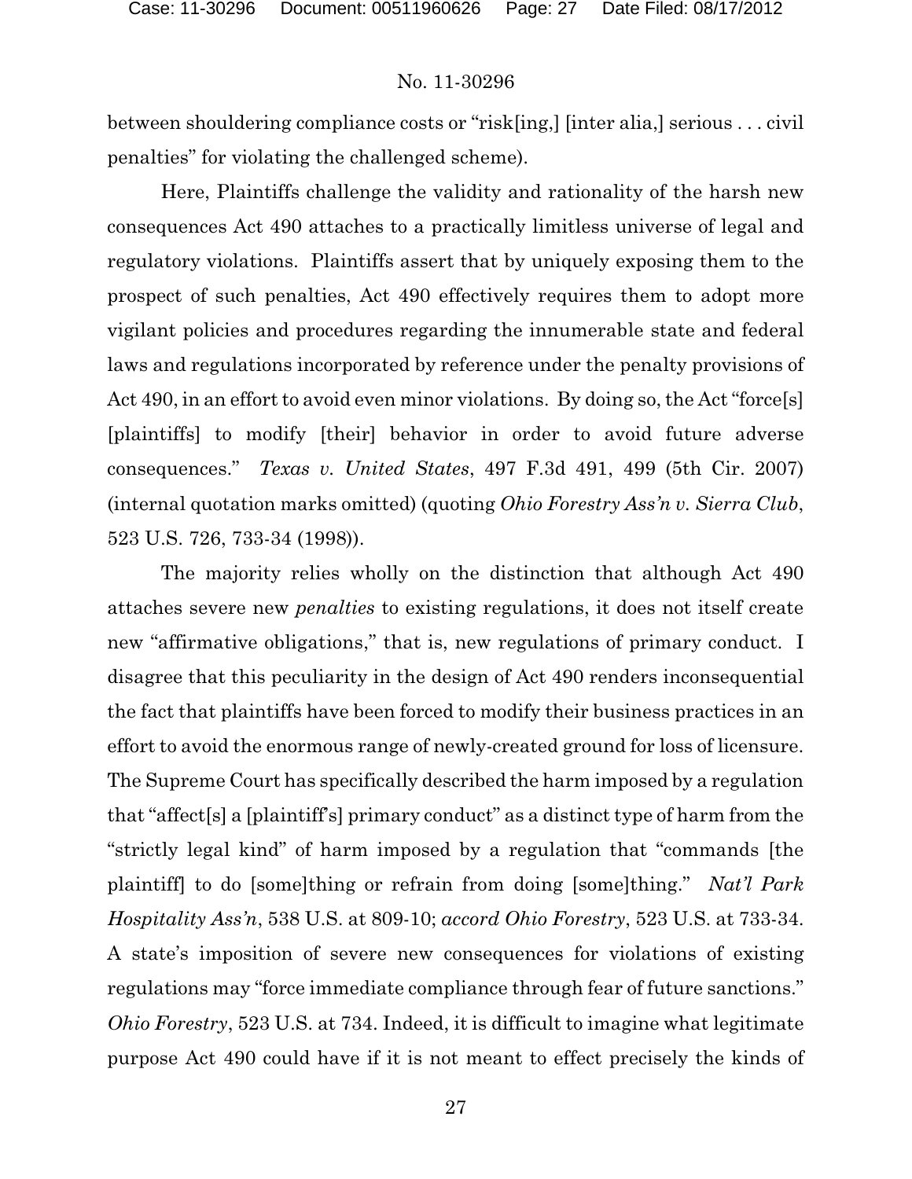between shouldering compliance costs or "risk[ing,] [inter alia,] serious . . . civil penalties" for violating the challenged scheme).

Here, Plaintiffs challenge the validity and rationality of the harsh new consequences Act 490 attaches to a practically limitless universe of legal and regulatory violations. Plaintiffs assert that by uniquely exposing them to the prospect of such penalties, Act 490 effectively requires them to adopt more vigilant policies and procedures regarding the innumerable state and federal laws and regulations incorporated by reference under the penalty provisions of Act 490, in an effort to avoid even minor violations. By doing so, the Act "force[s] [plaintiffs] to modify [their] behavior in order to avoid future adverse consequences." *Texas v. United States*, 497 F.3d 491, 499 (5th Cir. 2007) (internal quotation marks omitted) (quoting *Ohio Forestry Ass'n v. Sierra Club*, 523 U.S. 726, 733-34 (1998)).

The majority relies wholly on the distinction that although Act 490 attaches severe new *penalties* to existing regulations, it does not itself create new "affirmative obligations," that is, new regulations of primary conduct. I disagree that this peculiarity in the design of Act 490 renders inconsequential the fact that plaintiffs have been forced to modify their business practices in an effort to avoid the enormous range of newly-created ground for loss of licensure. The Supreme Court has specifically described the harm imposed by a regulation that "affect[s] a [plaintiff's] primary conduct" as a distinct type of harm from the "strictly legal kind" of harm imposed by a regulation that "commands [the plaintiff] to do [some]thing or refrain from doing [some]thing." *Nat'l Park Hospitality Ass'n*, 538 U.S. at 809-10; *accord Ohio Forestry*, 523 U.S. at 733-34. A state's imposition of severe new consequences for violations of existing regulations may "force immediate compliance through fear of future sanctions." *Ohio Forestry*, 523 U.S. at 734. Indeed, it is difficult to imagine what legitimate purpose Act 490 could have if it is not meant to effect precisely the kinds of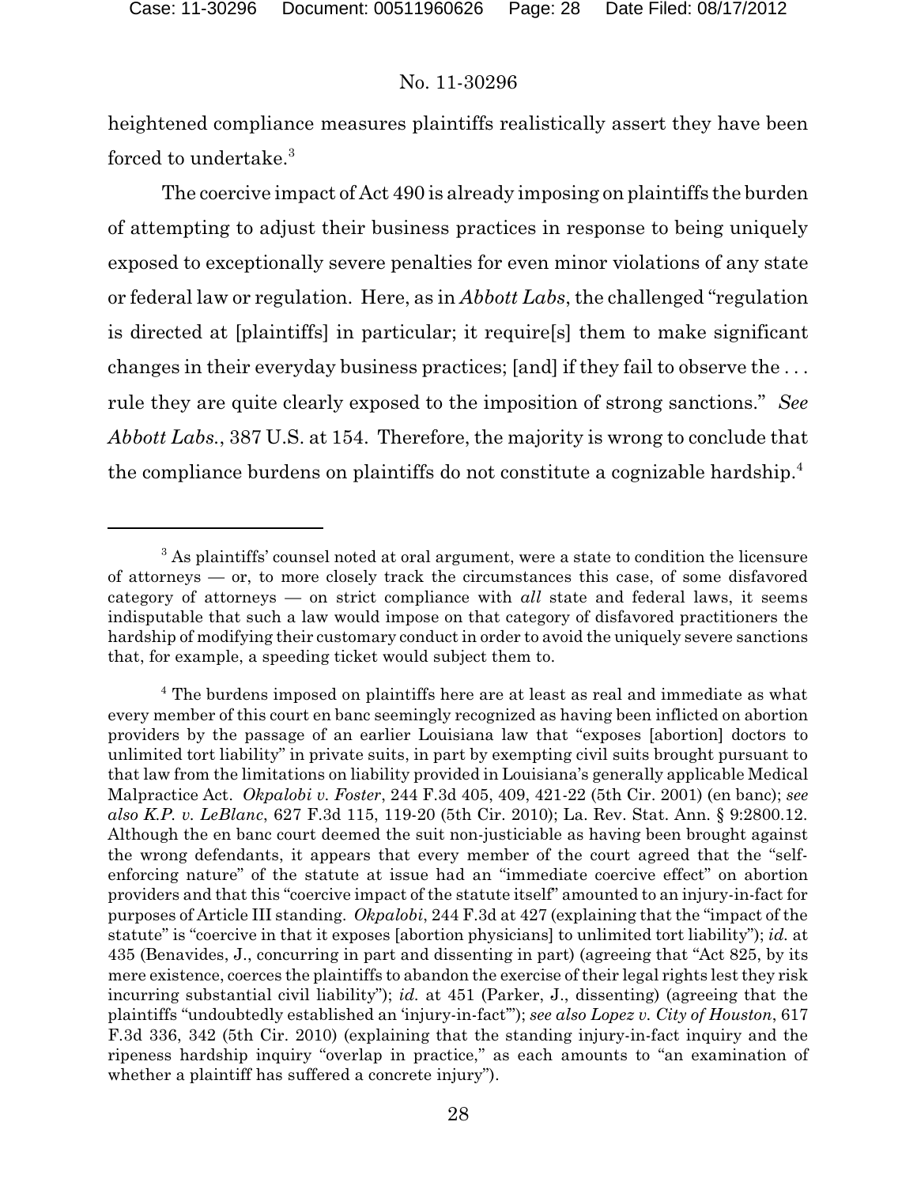heightened compliance measures plaintiffs realistically assert they have been forced to undertake.[3]

The coercive impact of Act 490 is already imposing on plaintiffs the burden of attempting to adjust their business practices in response to being uniquely exposed to exceptionally severe penalties for even minor violations of any state or federal law or regulation. Here, as in *Abbott Labs*, the challenged "regulation is directed at [plaintiffs] in particular; it require[s] them to make significant changes in their everyday business practices; [and] if they fail to observe the . . . rule they are quite clearly exposed to the imposition of strong sanctions." *See Abbott Labs.*, 387 U.S. at 154. Therefore, the majority is wrong to conclude that the compliance burdens on plaintiffs do not constitute a cognizable hardship.[4]

---

[3] As plaintiffs' counsel noted at oral argument, were a state to condition the licensure of attorneys — or, to more closely track the circumstances this case, of some disfavored category of attorneys — on strict compliance with *all* state and federal laws, it seems indisputable that such a law would impose on that category of disfavored practitioners the hardship of modifying their customary conduct in order to avoid the uniquely severe sanctions that, for example, a speeding ticket would subject them to.

[4] The burdens imposed on plaintiffs here are at least as real and immediate as what every member of this court en banc seemingly recognized as having been inflicted on abortion providers by the passage of an earlier Louisiana law that "exposes [abortion] doctors to unlimited tort liability" in private suits, in part by exempting civil suits brought pursuant to that law from the limitations on liability provided in Louisiana's generally applicable Medical Malpractice Act. *Okpalobi v. Foster*, 244 F.3d 405, 409, 421-22 (5th Cir. 2001) (en banc); *see also K.P. v. LeBlanc*, 627 F.3d 115, 119-20 (5th Cir. 2010); La. Rev. Stat. Ann. § 9:2800.12. Although the en banc court deemed the suit non-justiciable as having been brought against the wrong defendants, it appears that every member of the court agreed that the "self-enforcing nature" of the statute at issue had an "immediate coercive effect" on abortion providers and that this "coercive impact of the statute itself" amounted to an injury-in-fact for purposes of Article III standing. *Okpalobi*, 244 F.3d at 427 (explaining that the "impact of the statute" is "coercive in that it exposes [abortion physicians] to unlimited tort liability"); *id.* at 435 (Benavides, J., concurring in part and dissenting in part) (agreeing that "Act 825, by its mere existence, coerces the plaintiffs to abandon the exercise of their legal rights lest they risk incurring substantial civil liability"); *id.* at 451 (Parker, J., dissenting) (agreeing that the plaintiffs "undoubtedly established an 'injury-in-fact'"); *see also Lopez v. City of Houston*, 617 F.3d 336, 342 (5th Cir. 2010) (explaining that the standing injury-in-fact inquiry and the ripeness hardship inquiry "overlap in practice," as each amounts to "an examination of whether a plaintiff has suffered a concrete injury").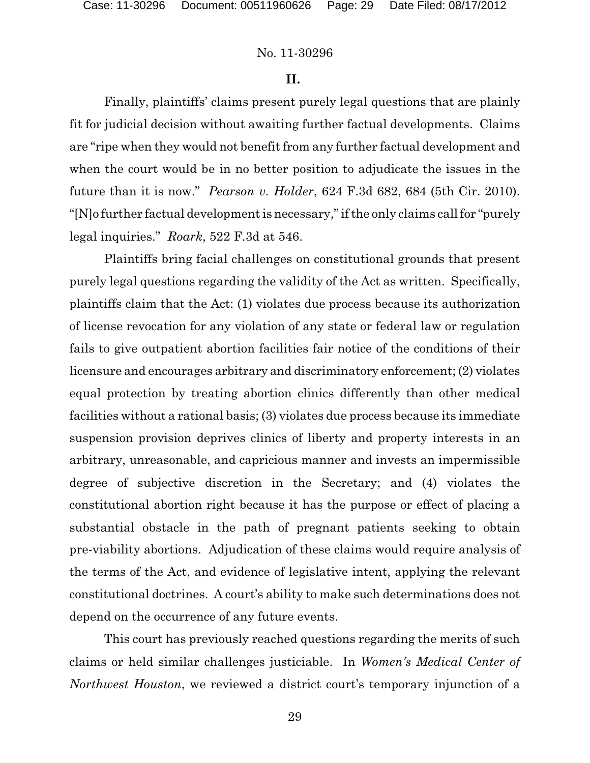## II.

Finally, plaintiffs' claims present purely legal questions that are plainly fit for judicial decision without awaiting further factual developments. Claims are "ripe when they would not benefit from any further factual development and when the court would be in no better position to adjudicate the issues in the future than it is now." *Pearson v. Holder*, 624 F.3d 682, 684 (5th Cir. 2010). "[N]o further factual development is necessary," if the only claims call for "purely legal inquiries." *Roark*, 522 F.3d at 546.

Plaintiffs bring facial challenges on constitutional grounds that present purely legal questions regarding the validity of the Act as written. Specifically, plaintiffs claim that the Act: (1) violates due process because its authorization of license revocation for any violation of any state or federal law or regulation fails to give outpatient abortion facilities fair notice of the conditions of their licensure and encourages arbitrary and discriminatory enforcement; (2) violates equal protection by treating abortion clinics differently than other medical facilities without a rational basis; (3) violates due process because its immediate suspension provision deprives clinics of liberty and property interests in an arbitrary, unreasonable, and capricious manner and invests an impermissible degree of subjective discretion in the Secretary; and (4) violates the constitutional abortion right because it has the purpose or effect of placing a substantial obstacle in the path of pregnant patients seeking to obtain pre-viability abortions. Adjudication of these claims would require analysis of the terms of the Act, and evidence of legislative intent, applying the relevant constitutional doctrines. A court's ability to make such determinations does not depend on the occurrence of any future events.

This court has previously reached questions regarding the merits of such claims or held similar challenges justiciable. In *Women's Medical Center of Northwest Houston*, we reviewed a district court's temporary injunction of a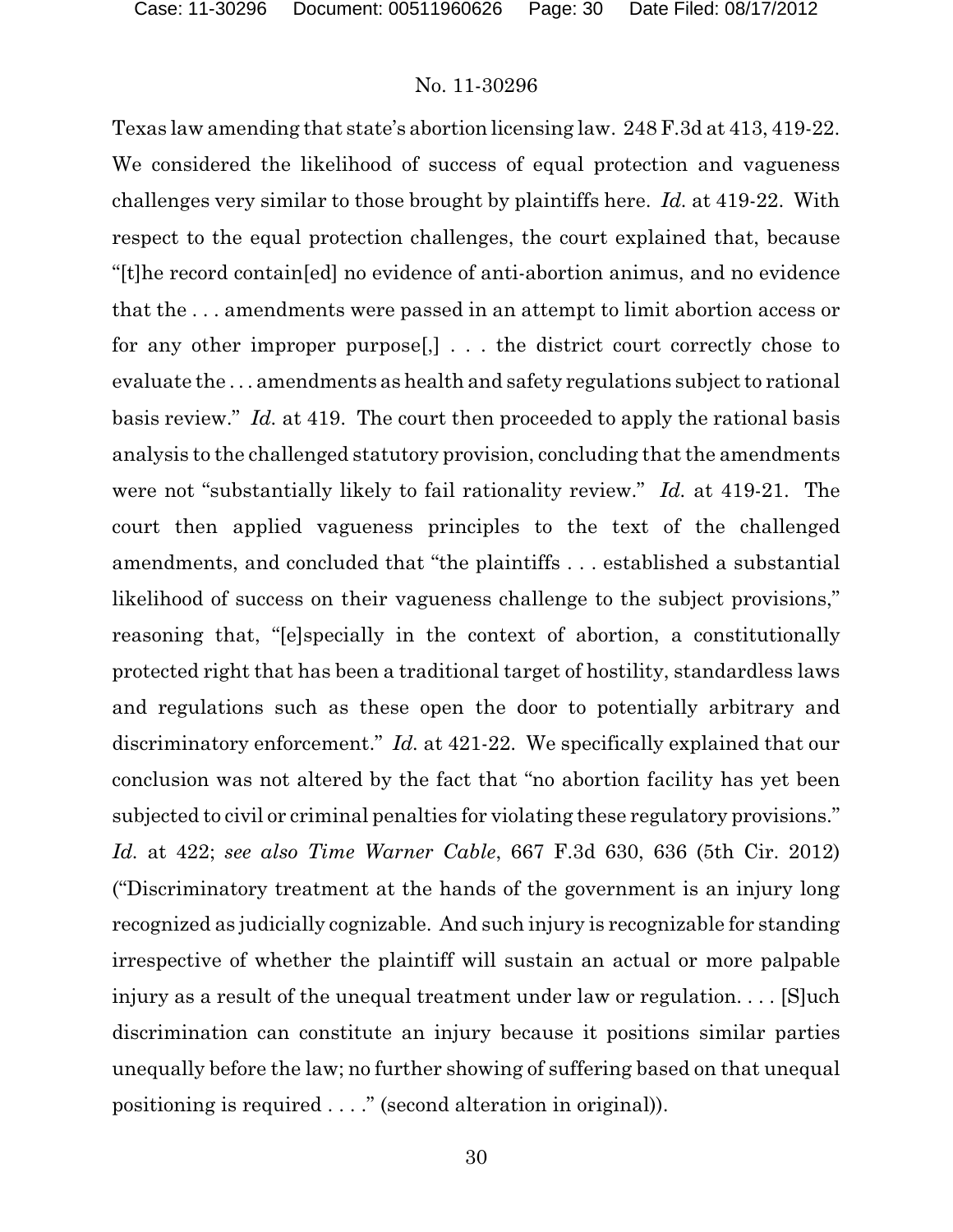Texas law amending that state's abortion licensing law. 248 F.3d at 413, 419-22. We considered the likelihood of success of equal protection and vagueness challenges very similar to those brought by plaintiffs here. *Id.* at 419-22. With respect to the equal protection challenges, the court explained that, because "[t]he record contain[ed] no evidence of anti-abortion animus, and no evidence that the . . . amendments were passed in an attempt to limit abortion access or for any other improper purpose[,] . . . the district court correctly chose to evaluate the . . . amendments as health and safety regulations subject to rational basis review." *Id.* at 419. The court then proceeded to apply the rational basis analysis to the challenged statutory provision, concluding that the amendments were not "substantially likely to fail rationality review." *Id.* at 419-21. The court then applied vagueness principles to the text of the challenged amendments, and concluded that "the plaintiffs . . . established a substantial likelihood of success on their vagueness challenge to the subject provisions," reasoning that, "[e]specially in the context of abortion, a constitutionally protected right that has been a traditional target of hostility, standardless laws and regulations such as these open the door to potentially arbitrary and discriminatory enforcement." *Id.* at 421-22. We specifically explained that our conclusion was not altered by the fact that "no abortion facility has yet been subjected to civil or criminal penalties for violating these regulatory provisions." *Id.* at 422; *see also Time Warner Cable*, 667 F.3d 630, 636 (5th Cir. 2012) ("Discriminatory treatment at the hands of the government is an injury long recognized as judicially cognizable. And such injury is recognizable for standing irrespective of whether the plaintiff will sustain an actual or more palpable injury as a result of the unequal treatment under law or regulation. . . . [S]uch discrimination can constitute an injury because it positions similar parties unequally before the law; no further showing of suffering based on that unequal positioning is required . . . ." (second alteration in original)).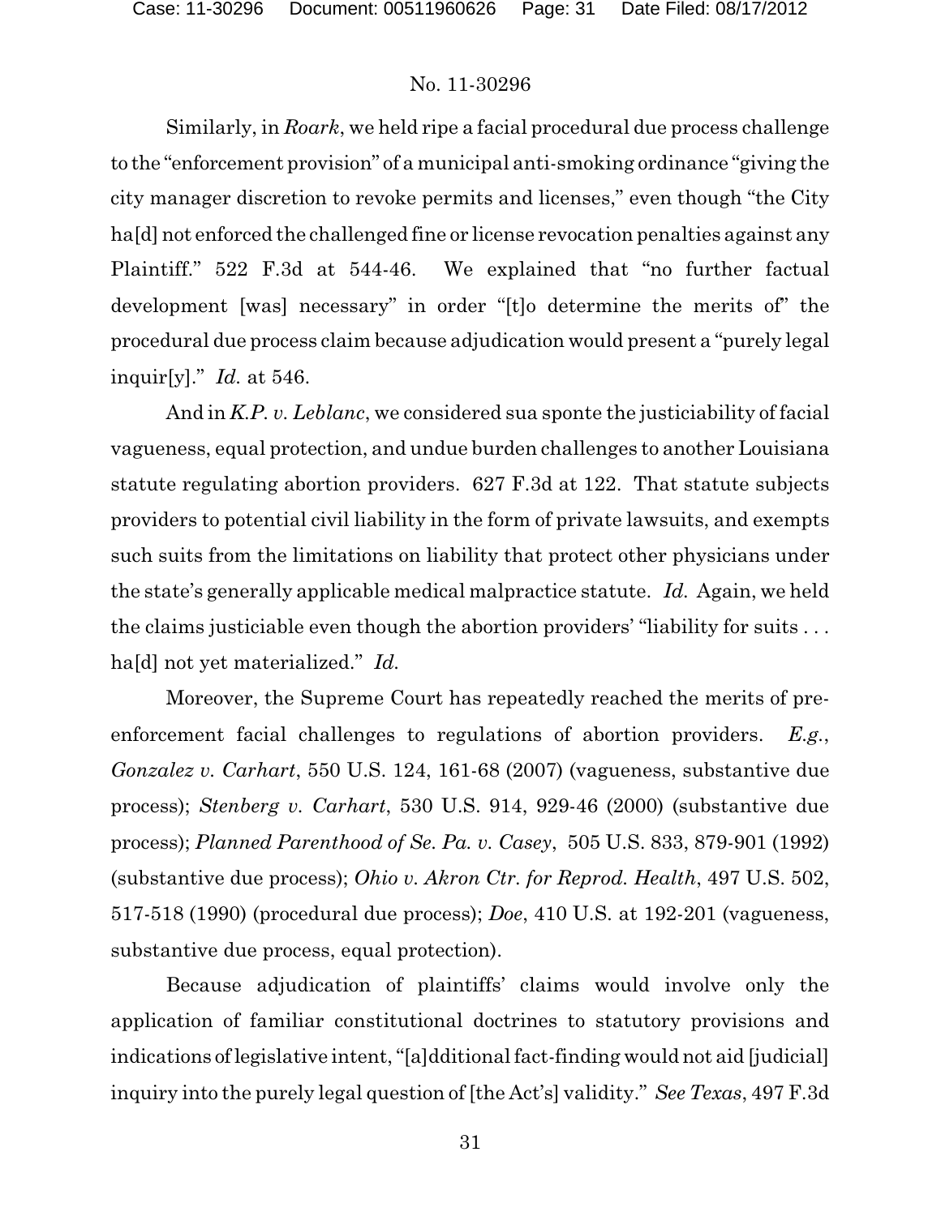Similarly, in *Roark*, we held ripe a facial procedural due process challenge to the "enforcement provision" of a municipal anti-smoking ordinance "giving the city manager discretion to revoke permits and licenses," even though "the City ha[d] not enforced the challenged fine or license revocation penalties against any Plaintiff." 522 F.3d at 544-46. We explained that "no further factual development [was] necessary" in order "[t]o determine the merits of" the procedural due process claim because adjudication would present a "purely legal inquir[y]." *Id.* at 546.

And in *K.P. v. Leblanc*, we considered sua sponte the justiciability of facial vagueness, equal protection, and undue burden challenges to another Louisiana statute regulating abortion providers. 627 F.3d at 122. That statute subjects providers to potential civil liability in the form of private lawsuits, and exempts such suits from the limitations on liability that protect other physicians under the state's generally applicable medical malpractice statute. *Id.* Again, we held the claims justiciable even though the abortion providers' "liability for suits . . . ha[d] not yet materialized." *Id.*

Moreover, the Supreme Court has repeatedly reached the merits of pre-enforcement facial challenges to regulations of abortion providers. *E.g.*, *Gonzalez v. Carhart*, 550 U.S. 124, 161-68 (2007) (vagueness, substantive due process); *Stenberg v. Carhart*, 530 U.S. 914, 929-46 (2000) (substantive due process); *Planned Parenthood of Se. Pa. v. Casey*, 505 U.S. 833, 879-901 (1992) (substantive due process); *Ohio v. Akron Ctr. for Reprod. Health*, 497 U.S. 502, 517-518 (1990) (procedural due process); *Doe*, 410 U.S. at 192-201 (vagueness, substantive due process, equal protection).

Because adjudication of plaintiffs' claims would involve only the application of familiar constitutional doctrines to statutory provisions and indications of legislative intent, "[a]dditional fact-finding would not aid [judicial] inquiry into the purely legal question of [the Act's] validity." *See Texas*, 497 F.3d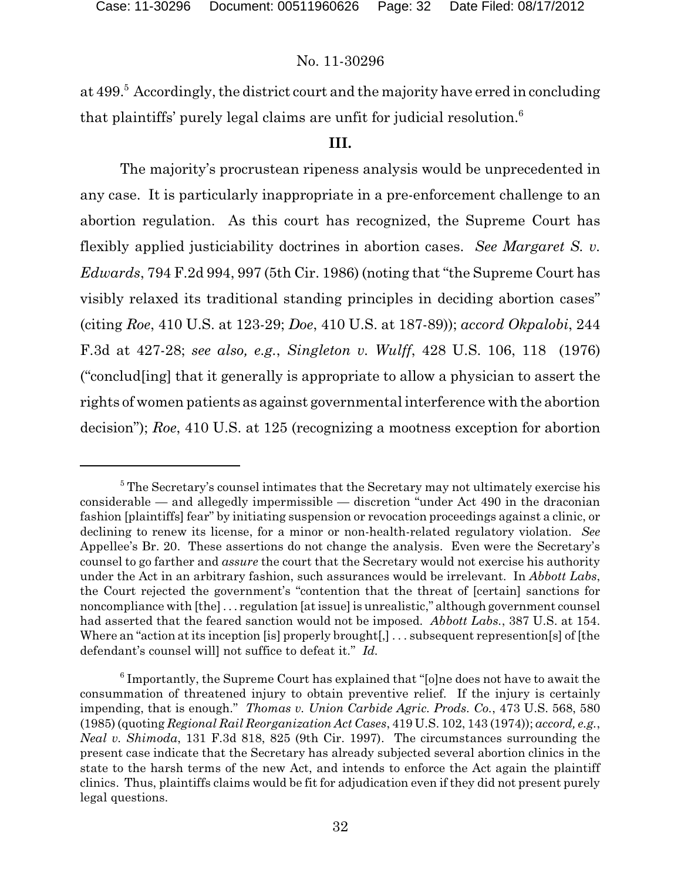at 499.[5] Accordingly, the district court and the majority have erred in concluding that plaintiffs' purely legal claims are unfit for judicial resolution.[6]

## III.

The majority's procrustean ripeness analysis would be unprecedented in any case. It is particularly inappropriate in a pre-enforcement challenge to an abortion regulation. As this court has recognized, the Supreme Court has flexibly applied justiciability doctrines in abortion cases. *See Margaret S. v. Edwards*, 794 F.2d 994, 997 (5th Cir. 1986) (noting that "the Supreme Court has visibly relaxed its traditional standing principles in deciding abortion cases" (citing *Roe*, 410 U.S. at 123-29; *Doe*, 410 U.S. at 187-89)); *accord Okpalobi*, 244 F.3d at 427-28; *see also, e.g.*, *Singleton v. Wulff*, 428 U.S. 106, 118 (1976) ("conclud[ing] that it generally is appropriate to allow a physician to assert the rights of women patients as against governmental interference with the abortion decision"); *Roe*, 410 U.S. at 125 (recognizing a mootness exception for abortion

---

[5] The Secretary's counsel intimates that the Secretary may not ultimately exercise his considerable — and allegedly impermissible — discretion "under Act 490 in the draconian fashion [plaintiffs] fear" by initiating suspension or revocation proceedings against a clinic, or declining to renew its license, for a minor or non-health-related regulatory violation. *See* Appellee's Br. 20. These assertions do not change the analysis. Even were the Secretary's counsel to go farther and *assure* the court that the Secretary would not exercise his authority under the Act in an arbitrary fashion, such assurances would be irrelevant. In *Abbott Labs*, the Court rejected the government's "contention that the threat of [certain] sanctions for noncompliance with [the] . . . regulation [at issue] is unrealistic," although government counsel had asserted that the feared sanction would not be imposed. *Abbott Labs.*, 387 U.S. at 154. Where an "action at its inception [is] properly brought[,] . . . subsequent represention[s] of [the defendant's counsel will] not suffice to defeat it." *Id.*

[6] Importantly, the Supreme Court has explained that "[o]ne does not have to await the consummation of threatened injury to obtain preventive relief. If the injury is certainly impending, that is enough." *Thomas v. Union Carbide Agric. Prods. Co.*, 473 U.S. 568, 580 (1985) (quoting *Regional Rail Reorganization Act Cases*, 419 U.S. 102, 143 (1974)); *accord, e.g.*, *Neal v. Shimoda*, 131 F.3d 818, 825 (9th Cir. 1997). The circumstances surrounding the present case indicate that the Secretary has already subjected several abortion clinics in the state to the harsh terms of the new Act, and intends to enforce the Act again the plaintiff clinics. Thus, plaintiffs claims would be fit for adjudication even if they did not present purely legal questions.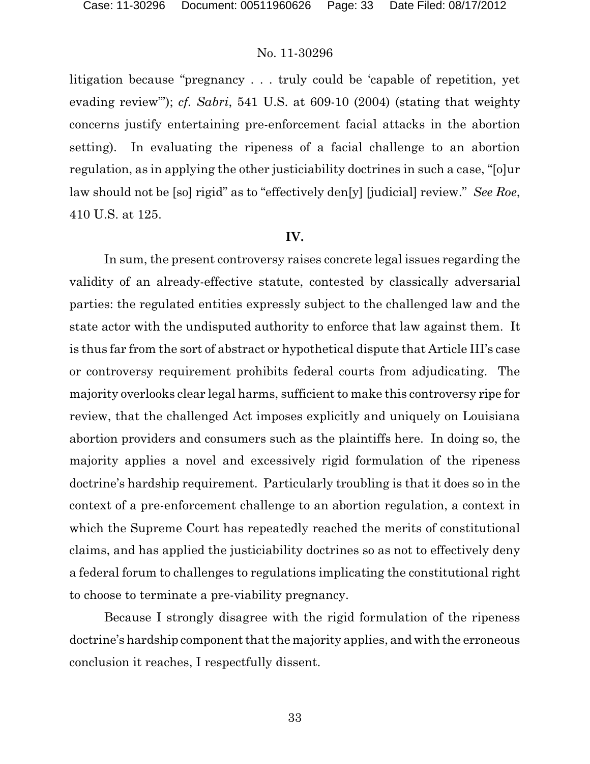litigation because "pregnancy . . . truly could be 'capable of repetition, yet evading review'"); *cf. Sabri*, 541 U.S. at 609-10 (2004) (stating that weighty concerns justify entertaining pre-enforcement facial attacks in the abortion setting). In evaluating the ripeness of a facial challenge to an abortion regulation, as in applying the other justiciability doctrines in such a case, "[o]ur law should not be [so] rigid" as to "effectively den[y] [judicial] review." *See Roe*, 410 U.S. at 125.

**IV.**

In sum, the present controversy raises concrete legal issues regarding the validity of an already-effective statute, contested by classically adversarial parties: the regulated entities expressly subject to the challenged law and the state actor with the undisputed authority to enforce that law against them. It is thus far from the sort of abstract or hypothetical dispute that Article III's case or controversy requirement prohibits federal courts from adjudicating. The majority overlooks clear legal harms, sufficient to make this controversy ripe for review, that the challenged Act imposes explicitly and uniquely on Louisiana abortion providers and consumers such as the plaintiffs here. In doing so, the majority applies a novel and excessively rigid formulation of the ripeness doctrine's hardship requirement. Particularly troubling is that it does so in the context of a pre-enforcement challenge to an abortion regulation, a context in which the Supreme Court has repeatedly reached the merits of constitutional claims, and has applied the justiciability doctrines so as not to effectively deny a federal forum to challenges to regulations implicating the constitutional right to choose to terminate a pre-viability pregnancy.

Because I strongly disagree with the rigid formulation of the ripeness doctrine's hardship component that the majority applies, and with the erroneous conclusion it reaches, I respectfully dissent.